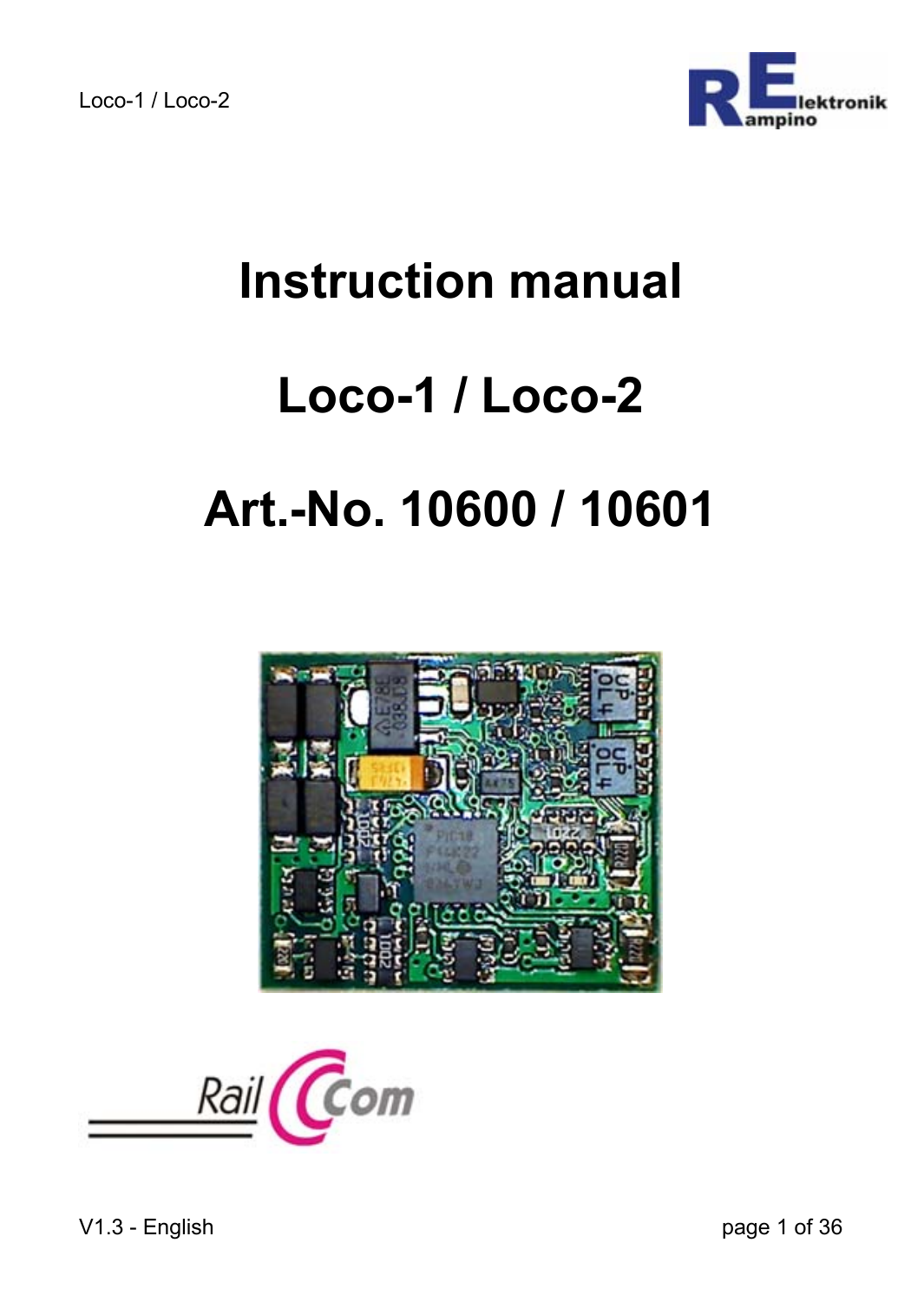# Instruction manual

# Loco-1 / Loco-2

# Art.-No. 10600 / 10601

V1.3 - English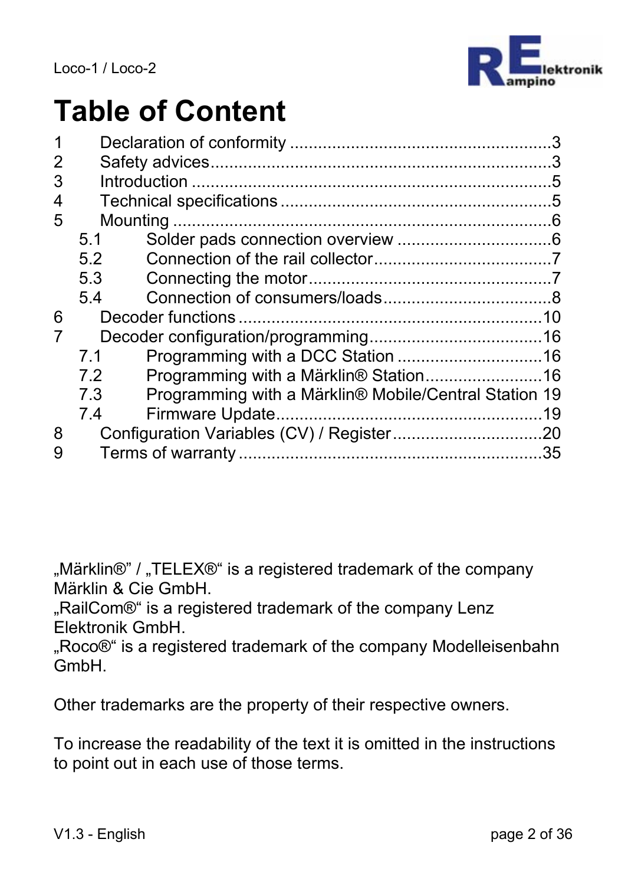# Table of Content

1 Declaration of conformity .......................................................3
2 Safety advices.........................................................................3
3 Introduction ............................................................................5
4 Technical specifications .........................................................5
5 Mounting ................................................................................6
  5.1 Solder pads connection overview .................................6
  5.2 Connection of the rail collector......................................7
  5.3 Connecting the motor....................................................7
  5.4 Connection of consumers/loads....................................8
6 Decoder functions ................................................................10
7 Decoder configuration/programming....................................16
  7.1 Programming with a DCC Station ...............................16
  7.2 Programming with a Märklin® Station.........................16
  7.3 Programming with a Märklin® Mobile/Central Station 19
  7.4 Firmware Update.........................................................19
8 Configuration Variables (CV) / Register................................20
9 Terms of warranty ................................................................35

„Märklin®" / „TELEX®" is a registered trademark of the company Märklin & Cie GmbH.
„RailCom®" is a registered trademark of the company Lenz Elektronik GmbH.
„Roco®" is a registered trademark of the company Modelleisenbahn GmbH.

Other trademarks are the property of their respective owners.

To increase the readability of the text it is omitted in the instructions to point out in each use of those terms.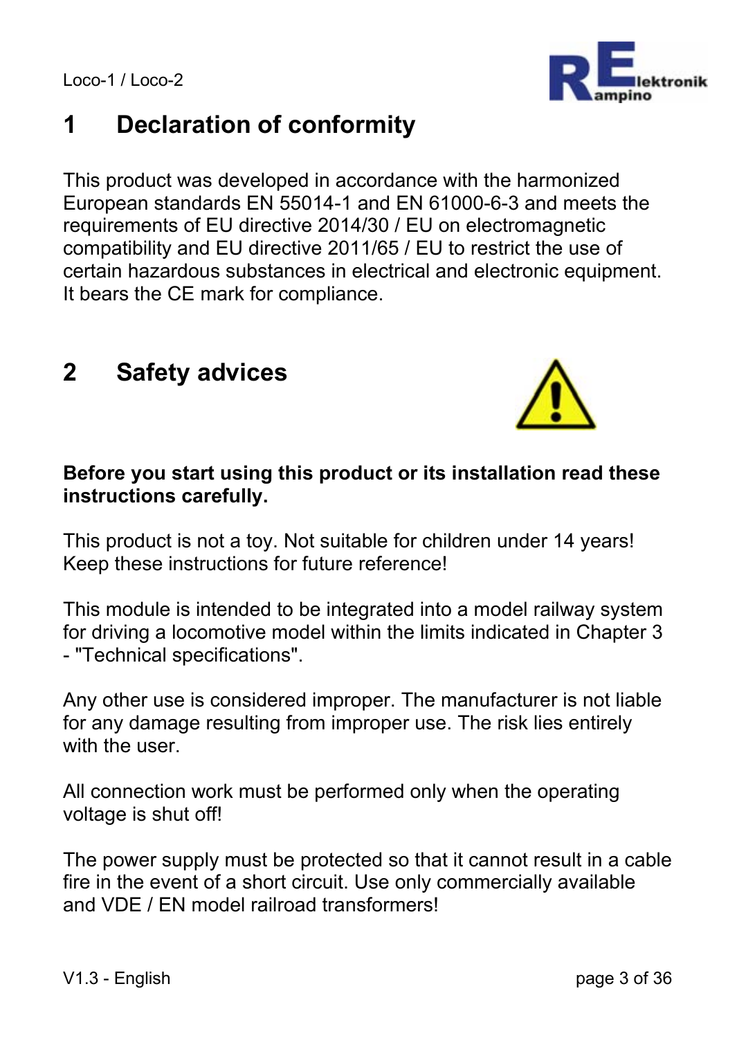# 1 Declaration of conformity

This product was developed in accordance with the harmonized European standards EN 55014-1 and EN 61000-6-3 and meets the requirements of EU directive 2014/30 / EU on electromagnetic compatibility and EU directive 2011/65 / EU to restrict the use of certain hazardous substances in electrical and electronic equipment. It bears the CE mark for compliance.

# 2 Safety advices

**Before you start using this product or its installation read these instructions carefully.**

This product is not a toy. Not suitable for children under 14 years! Keep these instructions for future reference!

This module is intended to be integrated into a model railway system for driving a locomotive model within the limits indicated in Chapter 3 - "Technical specifications".

Any other use is considered improper. The manufacturer is not liable for any damage resulting from improper use. The risk lies entirely with the user.

All connection work must be performed only when the operating voltage is shut off!

The power supply must be protected so that it cannot result in a cable fire in the event of a short circuit. Use only commercially available and VDE / EN model railroad transformers!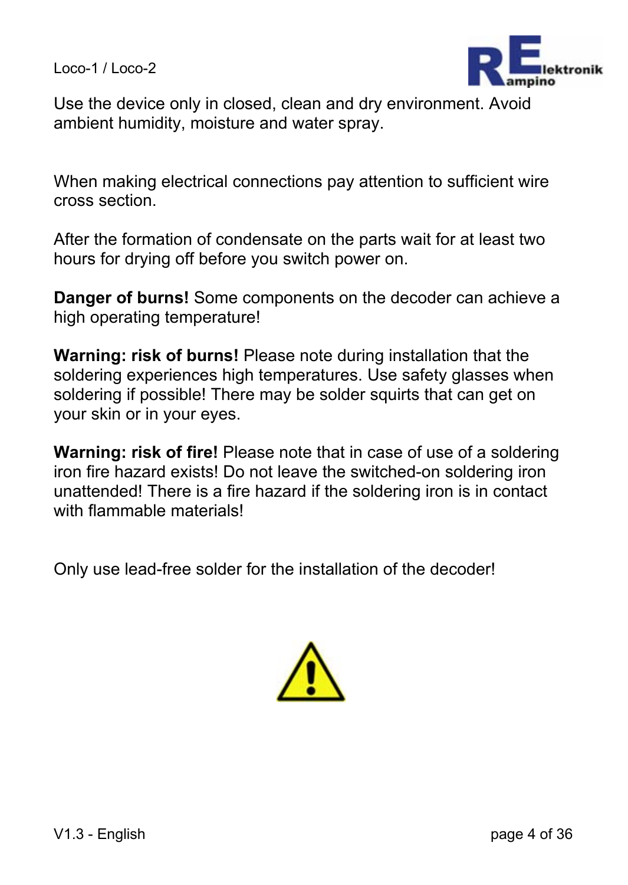Use the device only in closed, clean and dry environment. Avoid ambient humidity, moisture and water spray.

When making electrical connections pay attention to sufficient wire cross section.

After the formation of condensate on the parts wait for at least two hours for drying off before you switch power on.

**Danger of burns!** Some components on the decoder can achieve a high operating temperature!

**Warning: risk of burns!** Please note during installation that the soldering experiences high temperatures. Use safety glasses when soldering if possible! There may be solder squirts that can get on your skin or in your eyes.

**Warning: risk of fire!** Please note that in case of use of a soldering iron fire hazard exists! Do not leave the switched-on soldering iron unattended! There is a fire hazard if the soldering iron is in contact with flammable materials!

Only use lead-free solder for the installation of the decoder!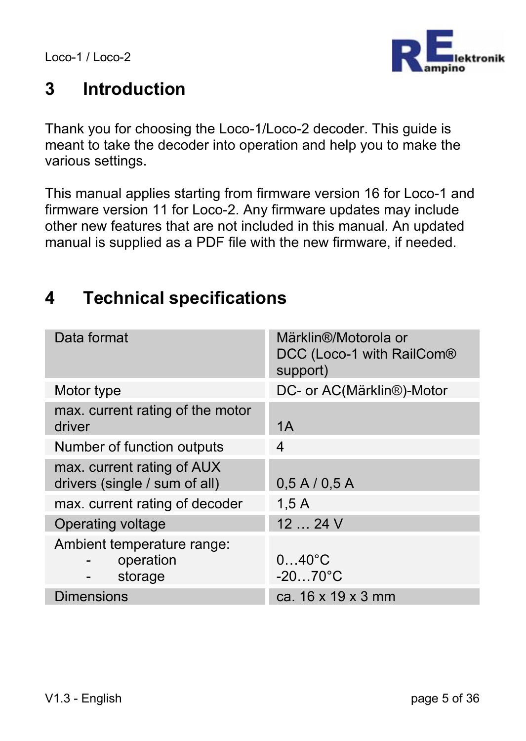# 3 Introduction

Thank you for choosing the Loco-1/Loco-2 decoder. This guide is meant to take the decoder into operation and help you to make the various settings.

This manual applies starting from firmware version 16 for Loco-1 and firmware version 11 for Loco-2. Any firmware updates may include other new features that are not included in this manual. An updated manual is supplied as a PDF file with the new firmware, if needed.

# 4 Technical specifications

| | |
|---|---|
| Data format | Märklin®/Motorola or DCC (Loco-1 with RailCom® support) |
| Motor type | DC- or AC(Märklin®)-Motor |
| max. current rating of the motor driver | 1A |
| Number of function outputs | 4 |
| max. current rating of AUX drivers (single / sum of all) | 0,5 A / 0,5 A |
| max. current rating of decoder | 1,5 A |
| Operating voltage | 12 … 24 V |
| Ambient temperature range:<br>- operation<br>- storage | <br>0…40°C<br>-20…70°C |
| Dimensions | ca. 16 x 19 x 3 mm |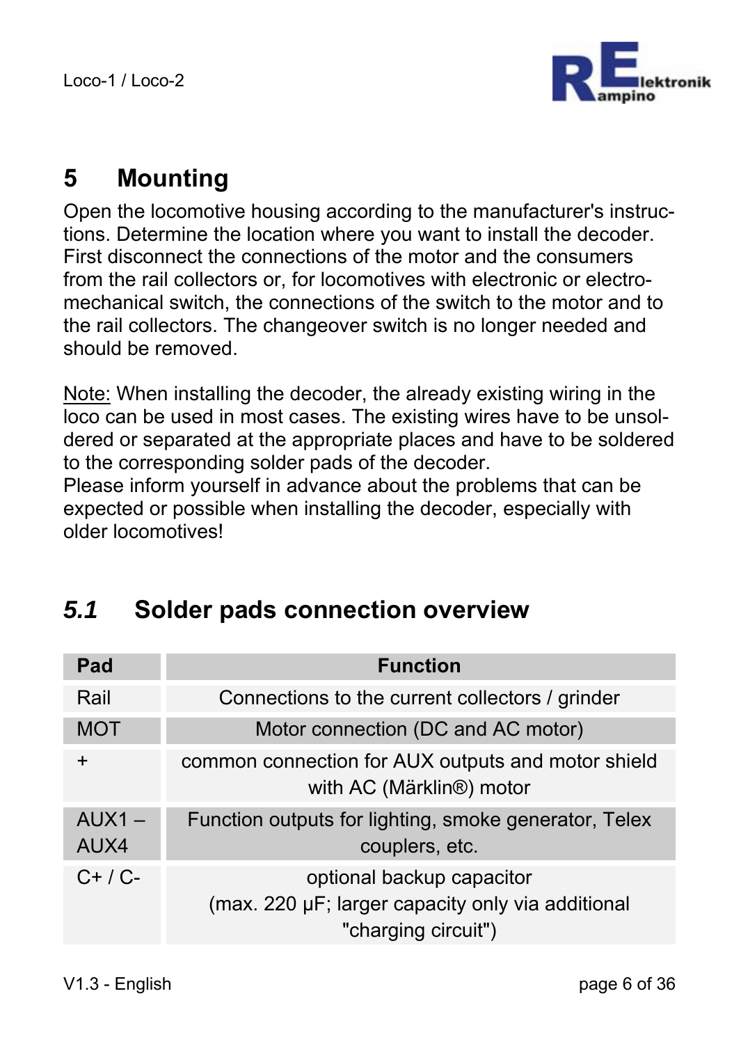# 5 Mounting

Open the locomotive housing according to the manufacturer's instructions. Determine the location where you want to install the decoder. First disconnect the connections of the motor and the consumers from the rail collectors or, for locomotives with electronic or electromechanical switch, the connections of the switch to the motor and to the rail collectors. The changeover switch is no longer needed and should be removed.

<u>Note:</u> When installing the decoder, the already existing wiring in the loco can be used in most cases. The existing wires have to be unsoldered or separated at the appropriate places and have to be soldered to the corresponding solder pads of the decoder.
Please inform yourself in advance about the problems that can be expected or possible when installing the decoder, especially with older locomotives!

## *5.1* Solder pads connection overview

| Pad | Function |
|---|---|
| Rail | Connections to the current collectors / grinder |
| MOT | Motor connection (DC and AC motor) |
| + | common connection for AUX outputs and motor shield with AC (Märklin®) motor |
| AUX1 – AUX4 | Function outputs for lighting, smoke generator, Telex couplers, etc. |
| C+ / C- | optional backup capacitor (max. 220 µF; larger capacity only via additional "charging circuit") |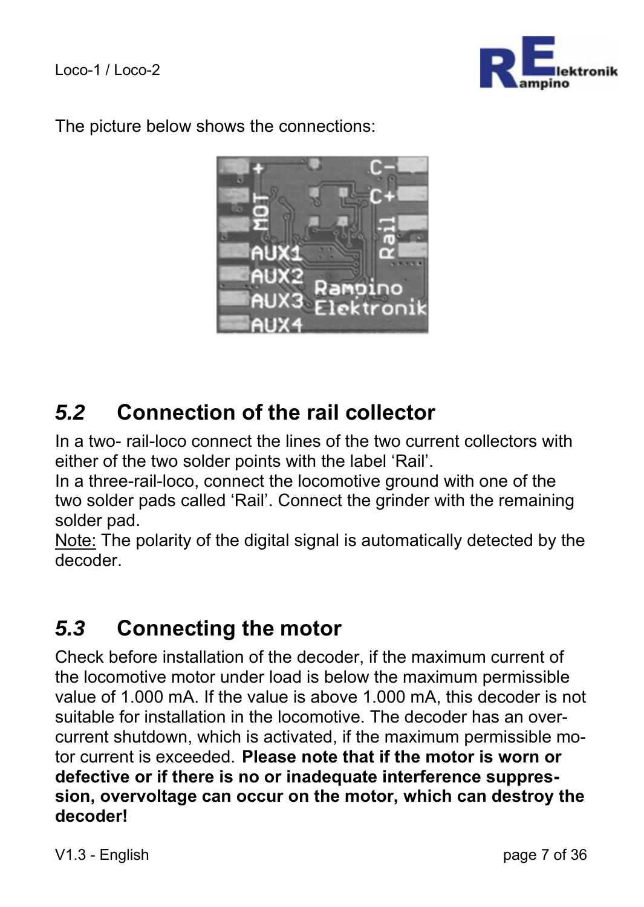The picture below shows the connections:

## *5.2* Connection of the rail collector

In a two- rail-loco connect the lines of the two current collectors with either of the two solder points with the label ‘Rail’.
In a three-rail-loco, connect the locomotive ground with one of the two solder pads called ‘Rail’. Connect the grinder with the remaining solder pad.
<u>Note:</u> The polarity of the digital signal is automatically detected by the decoder.

## *5.3* Connecting the motor

Check before installation of the decoder, if the maximum current of the locomotive motor under load is below the maximum permissible value of 1.000 mA. If the value is above 1.000 mA, this decoder is not suitable for installation in the locomotive. The decoder has an over-current shutdown, which is activated, if the maximum permissible motor current is exceeded. **Please note that if the motor is worn or defective or if there is no or inadequate interference suppression, overvoltage can occur on the motor, which can destroy the decoder!**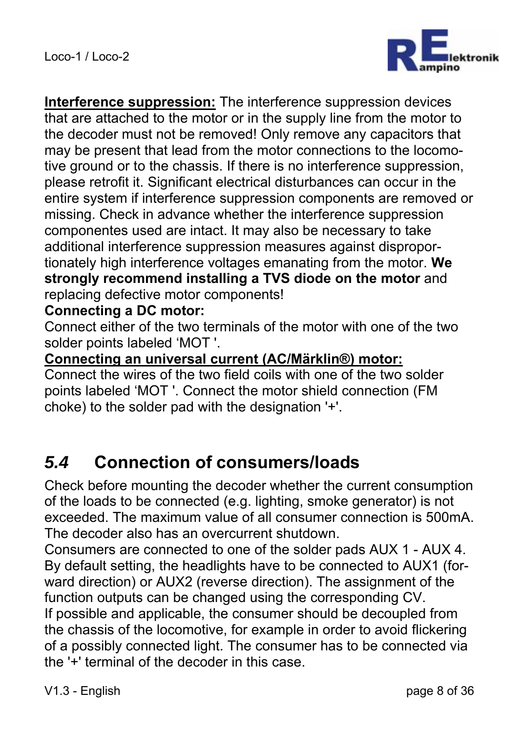**<u>Interference suppression:</u>** The interference suppression devices that are attached to the motor or in the supply line from the motor to the decoder must not be removed! Only remove any capacitors that may be present that lead from the motor connections to the locomotive ground or to the chassis. If there is no interference suppression, please retrofit it. Significant electrical disturbances can occur in the entire system if interference suppression components are removed or missing. Check in advance whether the interference suppression componentes used are intact. It may also be necessary to take additional interference suppression measures against disproportionately high interference voltages emanating from the motor. **We strongly recommend installing a TVS diode on the motor** and replacing defective motor components!

**Connecting a DC motor:**

Connect either of the two terminals of the motor with one of the two solder points labeled ‘MOT '.

**<u>Connecting an universal current (AC/Märklin®) motor:</u>**

Connect the wires of the two field coils with one of the two solder points labeled ‘MOT '. Connect the motor shield connection (FM choke) to the solder pad with the designation '+'.

## *5.4* Connection of consumers/loads

Check before mounting the decoder whether the current consumption of the loads to be connected (e.g. lighting, smoke generator) is not exceeded. The maximum value of all consumer connection is 500mA. The decoder also has an overcurrent shutdown.

Consumers are connected to one of the solder pads AUX 1 - AUX 4. By default setting, the headlights have to be connected to AUX1 (forward direction) or AUX2 (reverse direction). The assignment of the function outputs can be changed using the corresponding CV.

If possible and applicable, the consumer should be decoupled from the chassis of the locomotive, for example in order to avoid flickering of a possibly connected light. The consumer has to be connected via the '+' terminal of the decoder in this case.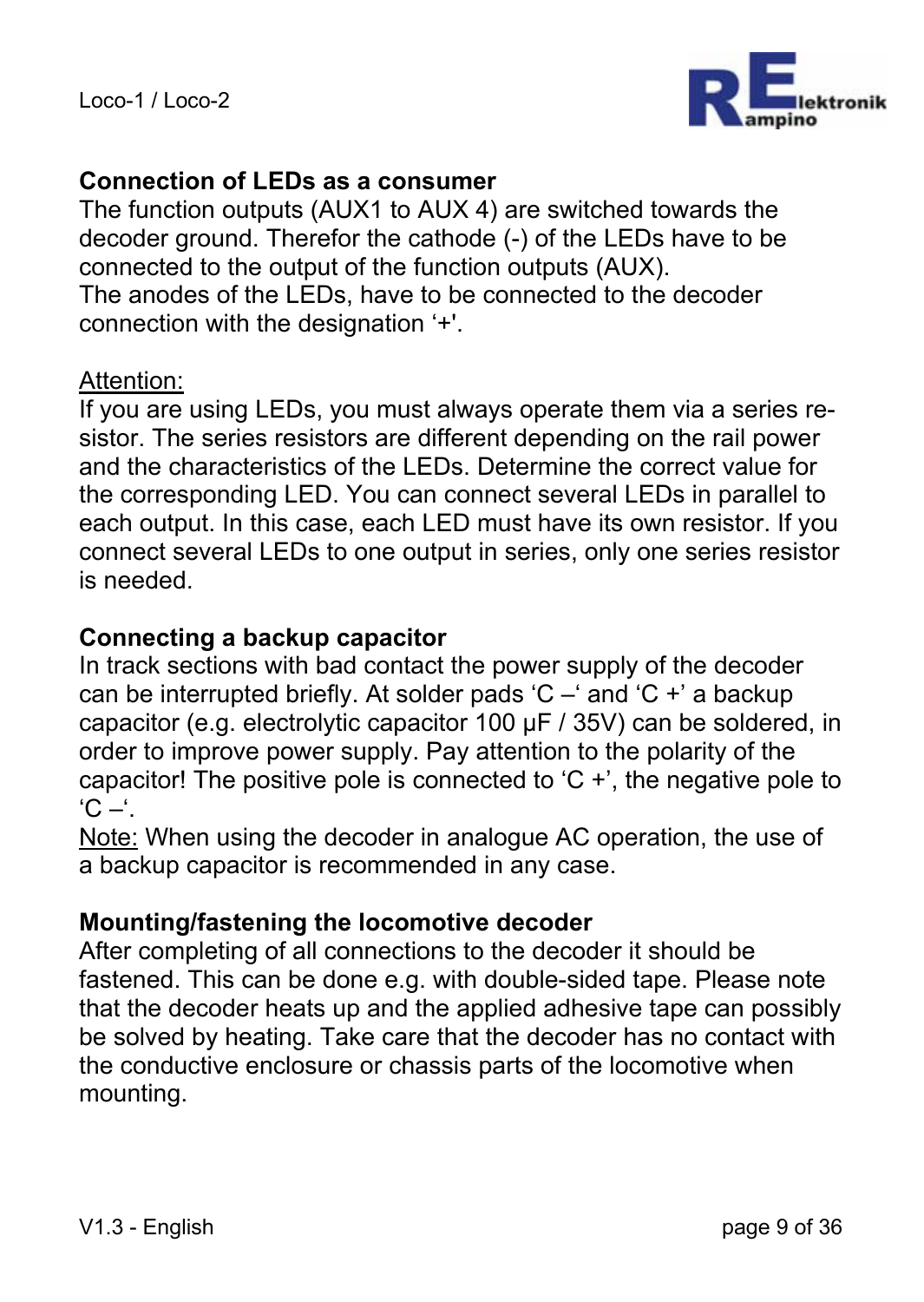## Connection of LEDs as a consumer

The function outputs (AUX1 to AUX 4) are switched towards the decoder ground. Therefor the cathode (-) of the LEDs have to be connected to the output of the function outputs (AUX).
The anodes of the LEDs, have to be connected to the decoder connection with the designation '+'.

Attention:
If you are using LEDs, you must always operate them via a series resistor. The series resistors are different depending on the rail power and the characteristics of the LEDs. Determine the correct value for the corresponding LED. You can connect several LEDs in parallel to each output. In this case, each LED must have its own resistor. If you connect several LEDs to one output in series, only one series resistor is needed.

## Connecting a backup capacitor

In track sections with bad contact the power supply of the decoder can be interrupted briefly. At solder pads 'C –' and 'C +' a backup capacitor (e.g. electrolytic capacitor 100 μF / 35V) can be soldered, in order to improve power supply. Pay attention to the polarity of the capacitor! The positive pole is connected to 'C +', the negative pole to 'C –'.
Note: When using the decoder in analogue AC operation, the use of a backup capacitor is recommended in any case.

## Mounting/fastening the locomotive decoder

After completing of all connections to the decoder it should be fastened. This can be done e.g. with double-sided tape. Please note that the decoder heats up and the applied adhesive tape can possibly be solved by heating. Take care that the decoder has no contact with the conductive enclosure or chassis parts of the locomotive when mounting.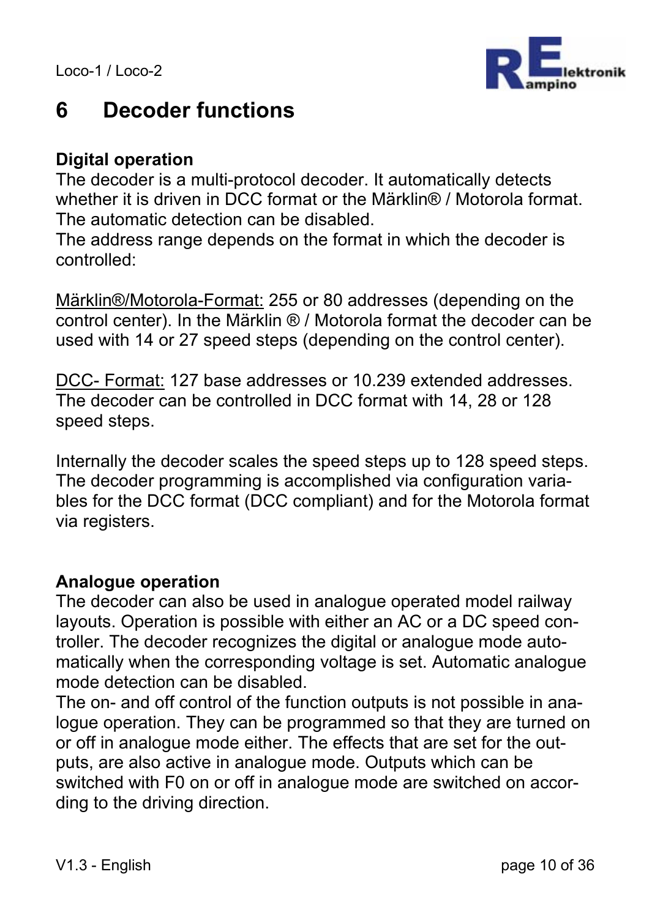# 6 Decoder functions

**Digital operation**

The decoder is a multi-protocol decoder. It automatically detects whether it is driven in DCC format or the Märklin® / Motorola format. The automatic detection can be disabled.
The address range depends on the format in which the decoder is controlled:

Märklin®/Motorola-Format: 255 or 80 addresses (depending on the control center). In the Märklin ® / Motorola format the decoder can be used with 14 or 27 speed steps (depending on the control center).

DCC- Format: 127 base addresses or 10.239 extended addresses. The decoder can be controlled in DCC format with 14, 28 or 128 speed steps.

Internally the decoder scales the speed steps up to 128 speed steps. The decoder programming is accomplished via configuration variables for the DCC format (DCC compliant) and for the Motorola format via registers.

**Analogue operation**

The decoder can also be used in analogue operated model railway layouts. Operation is possible with either an AC or a DC speed controller. The decoder recognizes the digital or analogue mode automatically when the corresponding voltage is set. Automatic analogue mode detection can be disabled.
The on- and off control of the function outputs is not possible in analogue operation. They can be programmed so that they are turned on or off in analogue mode either. The effects that are set for the outputs, are also active in analogue mode. Outputs which can be switched with F0 on or off in analogue mode are switched on according to the driving direction.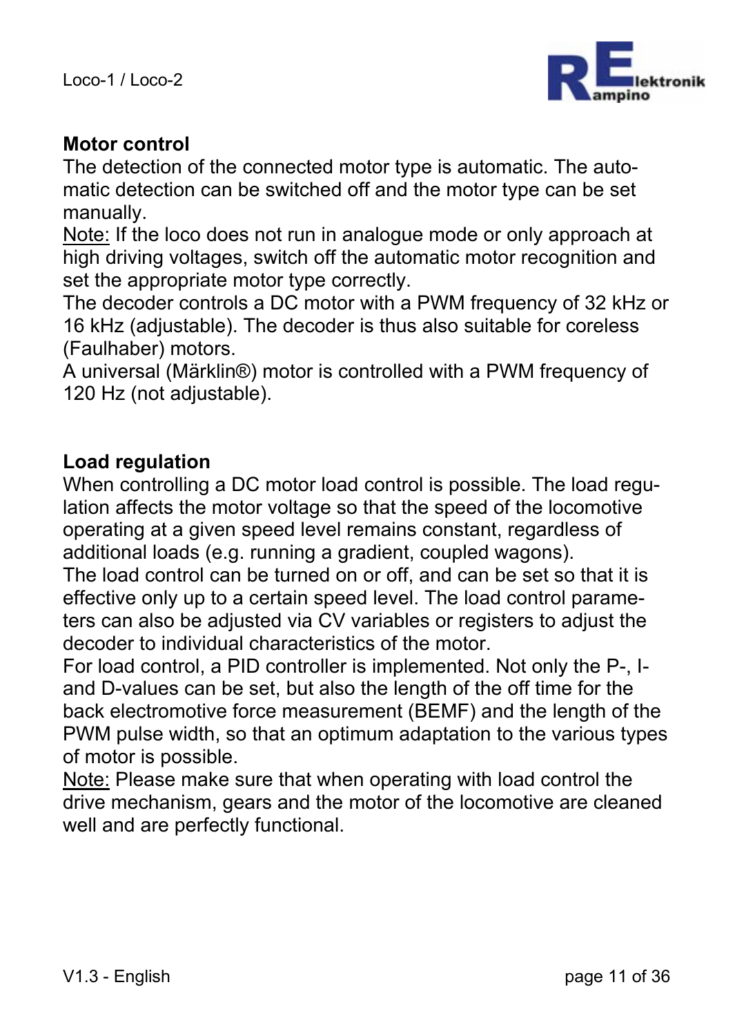**Motor control**

The detection of the connected motor type is automatic. The automatic detection can be switched off and the motor type can be set manually.

Note: If the loco does not run in analogue mode or only approach at high driving voltages, switch off the automatic motor recognition and set the appropriate motor type correctly.

The decoder controls a DC motor with a PWM frequency of 32 kHz or 16 kHz (adjustable). The decoder is thus also suitable for coreless (Faulhaber) motors.

A universal (Märklin®) motor is controlled with a PWM frequency of 120 Hz (not adjustable).

**Load regulation**

When controlling a DC motor load control is possible. The load regulation affects the motor voltage so that the speed of the locomotive operating at a given speed level remains constant, regardless of additional loads (e.g. running a gradient, coupled wagons).

The load control can be turned on or off, and can be set so that it is effective only up to a certain speed level. The load control parameters can also be adjusted via CV variables or registers to adjust the decoder to individual characteristics of the motor.

For load control, a PID controller is implemented. Not only the P-, I- and D-values can be set, but also the length of the off time for the back electromotive force measurement (BEMF) and the length of the PWM pulse width, so that an optimum adaptation to the various types of motor is possible.

Note: Please make sure that when operating with load control the drive mechanism, gears and the motor of the locomotive are cleaned well and are perfectly functional.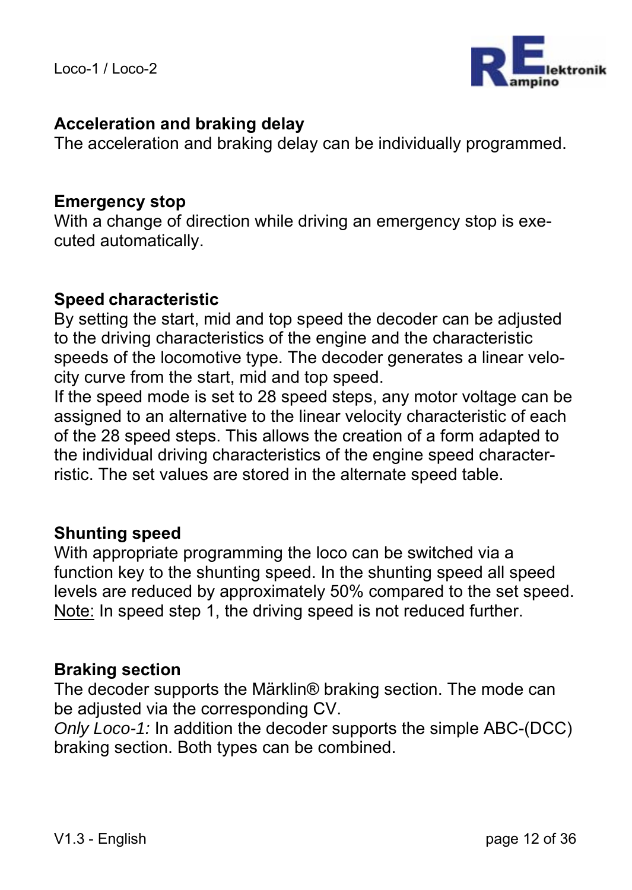### Acceleration and braking delay

The acceleration and braking delay can be individually programmed.

### Emergency stop

With a change of direction while driving an emergency stop is executed automatically.

### Speed characteristic

By setting the start, mid and top speed the decoder can be adjusted to the driving characteristics of the engine and the characteristic speeds of the locomotive type. The decoder generates a linear velocity curve from the start, mid and top speed.
If the speed mode is set to 28 speed steps, any motor voltage can be assigned to an alternative to the linear velocity characteristic of each of the 28 speed steps. This allows the creation of a form adapted to the individual driving characteristics of the engine speed characterristic. The set values are stored in the alternate speed table.

### Shunting speed

With appropriate programming the loco can be switched via a function key to the shunting speed. In the shunting speed all speed levels are reduced by approximately 50% compared to the set speed.
<u>Note:</u> In speed step 1, the driving speed is not reduced further.

### Braking section

The decoder supports the Märklin® braking section. The mode can be adjusted via the corresponding CV.
*Only Loco-1:* In addition the decoder supports the simple ABC-(DCC) braking section. Both types can be combined.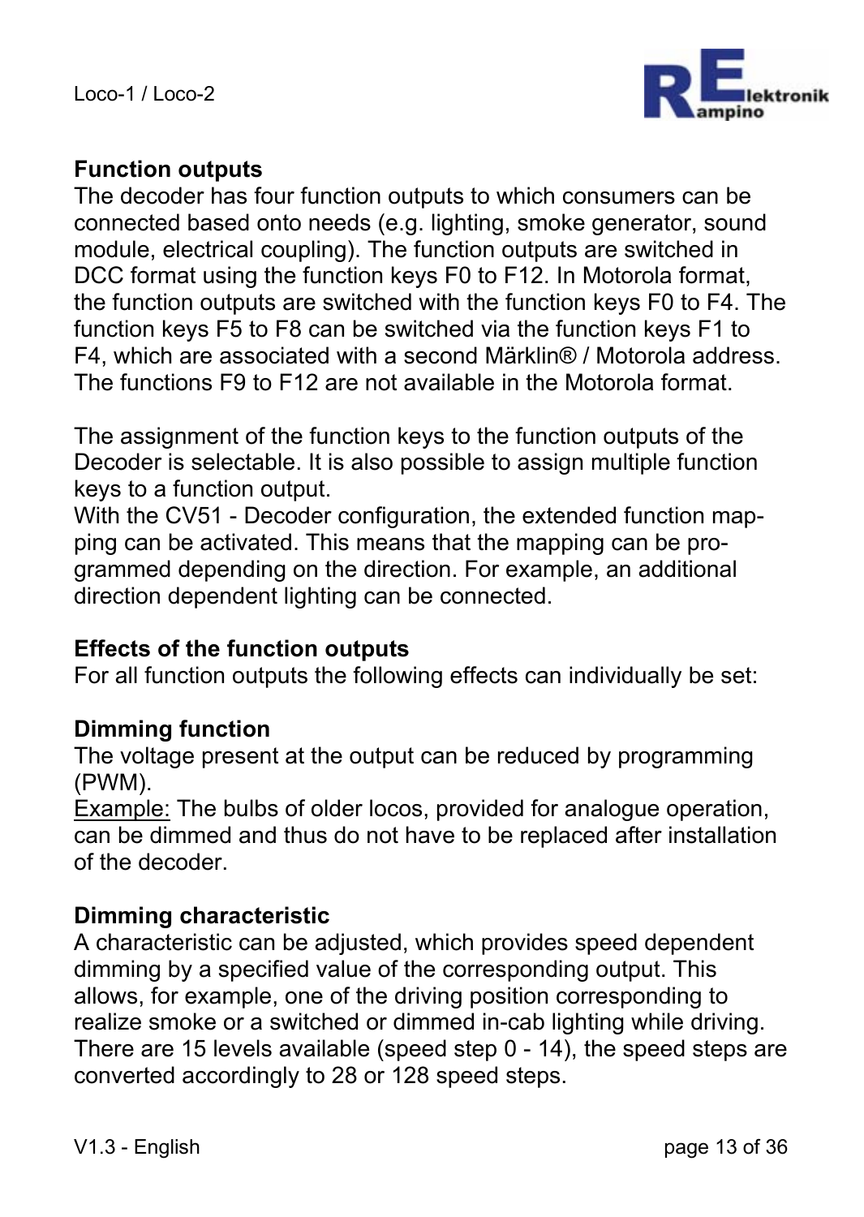## Function outputs

The decoder has four function outputs to which consumers can be connected based onto needs (e.g. lighting, smoke generator, sound module, electrical coupling). The function outputs are switched in DCC format using the function keys F0 to F12. In Motorola format, the function outputs are switched with the function keys F0 to F4. The function keys F5 to F8 can be switched via the function keys F1 to F4, which are associated with a second Märklin® / Motorola address. The functions F9 to F12 are not available in the Motorola format.

The assignment of the function keys to the function outputs of the Decoder is selectable. It is also possible to assign multiple function keys to a function output.
With the CV51 - Decoder configuration, the extended function mapping can be activated. This means that the mapping can be programmed depending on the direction. For example, an additional direction dependent lighting can be connected.

## Effects of the function outputs

For all function outputs the following effects can individually be set:

### Dimming function

The voltage present at the output can be reduced by programming (PWM).
Example: The bulbs of older locos, provided for analogue operation, can be dimmed and thus do not have to be replaced after installation of the decoder.

### Dimming characteristic

A characteristic can be adjusted, which provides speed dependent dimming by a specified value of the corresponding output. This allows, for example, one of the driving position corresponding to realize smoke or a switched or dimmed in-cab lighting while driving. There are 15 levels available (speed step 0 - 14), the speed steps are converted accordingly to 28 or 128 speed steps.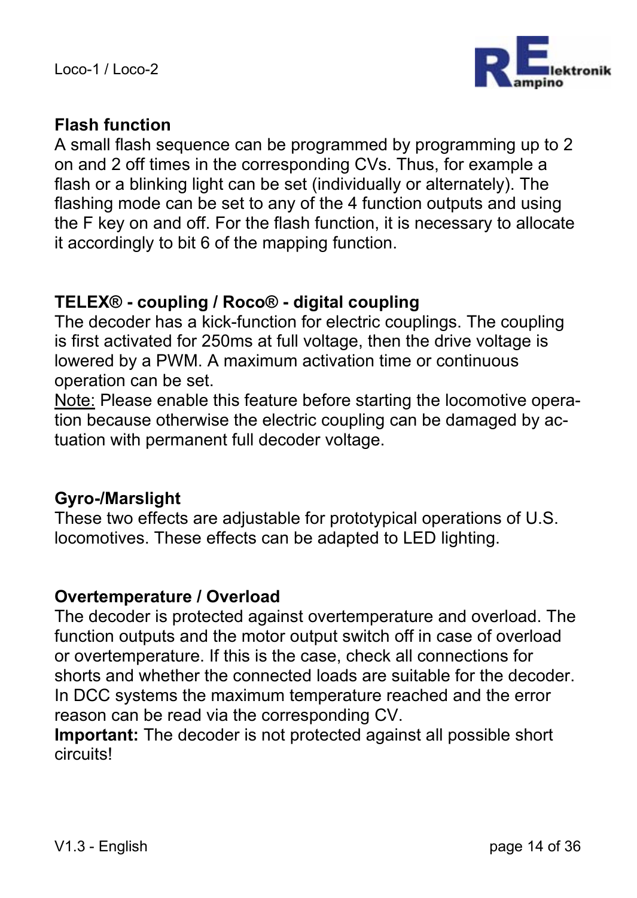## Flash function

A small flash sequence can be programmed by programming up to 2 on and 2 off times in the corresponding CVs. Thus, for example a flash or a blinking light can be set (individually or alternately). The flashing mode can be set to any of the 4 function outputs and using the F key on and off. For the flash function, it is necessary to allocate it accordingly to bit 6 of the mapping function.

## TELEX® - coupling / Roco® - digital coupling

The decoder has a kick-function for electric couplings. The coupling is first activated for 250ms at full voltage, then the drive voltage is lowered by a PWM. A maximum activation time or continuous operation can be set.

Note: Please enable this feature before starting the locomotive operation because otherwise the electric coupling can be damaged by actuation with permanent full decoder voltage.

## Gyro-/Marslight

These two effects are adjustable for prototypical operations of U.S. locomotives. These effects can be adapted to LED lighting.

## Overtemperature / Overload

The decoder is protected against overtemperature and overload. The function outputs and the motor output switch off in case of overload or overtemperature. If this is the case, check all connections for shorts and whether the connected loads are suitable for the decoder. In DCC systems the maximum temperature reached and the error reason can be read via the corresponding CV.

**Important:** The decoder is not protected against all possible short circuits!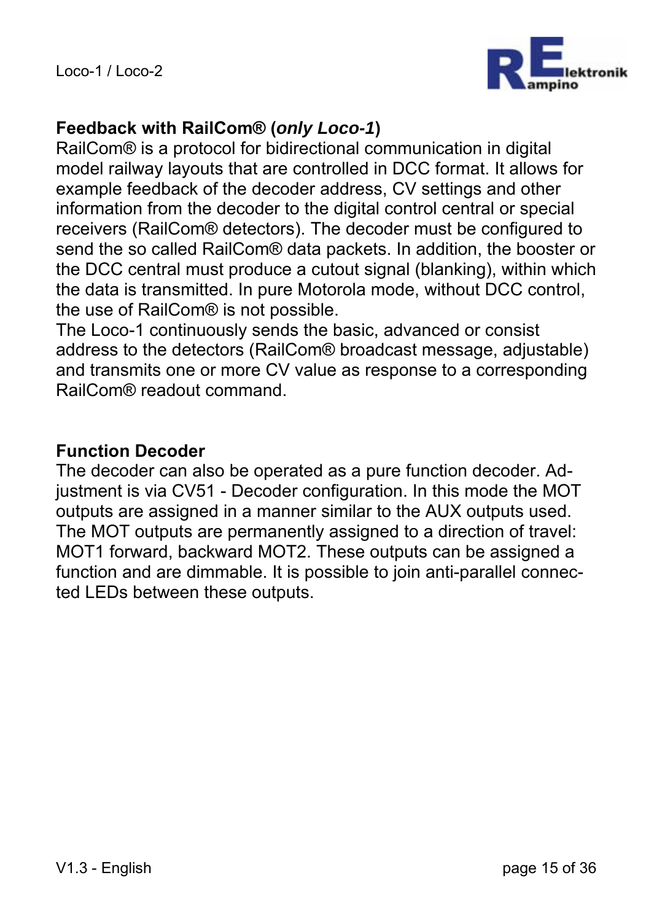## Feedback with RailCom® (*only Loco-1*)

RailCom® is a protocol for bidirectional communication in digital model railway layouts that are controlled in DCC format. It allows for example feedback of the decoder address, CV settings and other information from the decoder to the digital control central or special receivers (RailCom® detectors). The decoder must be configured to send the so called RailCom® data packets. In addition, the booster or the DCC central must produce a cutout signal (blanking), within which the data is transmitted. In pure Motorola mode, without DCC control, the use of RailCom® is not possible.

The Loco-1 continuously sends the basic, advanced or consist address to the detectors (RailCom® broadcast message, adjustable) and transmits one or more CV value as response to a corresponding RailCom® readout command.

## Function Decoder

The decoder can also be operated as a pure function decoder. Adjustment is via CV51 - Decoder configuration. In this mode the MOT outputs are assigned in a manner similar to the AUX outputs used. The MOT outputs are permanently assigned to a direction of travel: MOT1 forward, backward MOT2. These outputs can be assigned a function and are dimmable. It is possible to join anti-parallel connected LEDs between these outputs.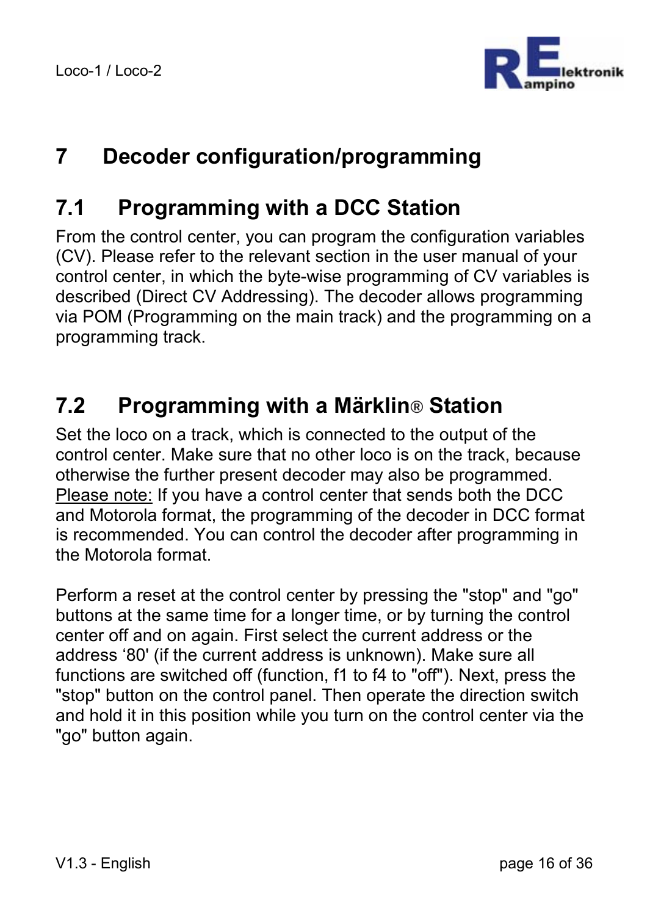# 7 Decoder configuration/programming

## 7.1 Programming with a DCC Station

From the control center, you can program the configuration variables (CV). Please refer to the relevant section in the user manual of your control center, in which the byte-wise programming of CV variables is described (Direct CV Addressing). The decoder allows programming via POM (Programming on the main track) and the programming on a programming track.

## 7.2 Programming with a Märklin® Station

Set the loco on a track, which is connected to the output of the control center. Make sure that no other loco is on the track, because otherwise the further present decoder may also be programmed. Please note: If you have a control center that sends both the DCC and Motorola format, the programming of the decoder in DCC format is recommended. You can control the decoder after programming in the Motorola format.

Perform a reset at the control center by pressing the "stop" and "go" buttons at the same time for a longer time, or by turning the control center off and on again. First select the current address or the address '80' (if the current address is unknown). Make sure all functions are switched off (function, f1 to f4 to "off"). Next, press the "stop" button on the control panel. Then operate the direction switch and hold it in this position while you turn on the control center via the "go" button again.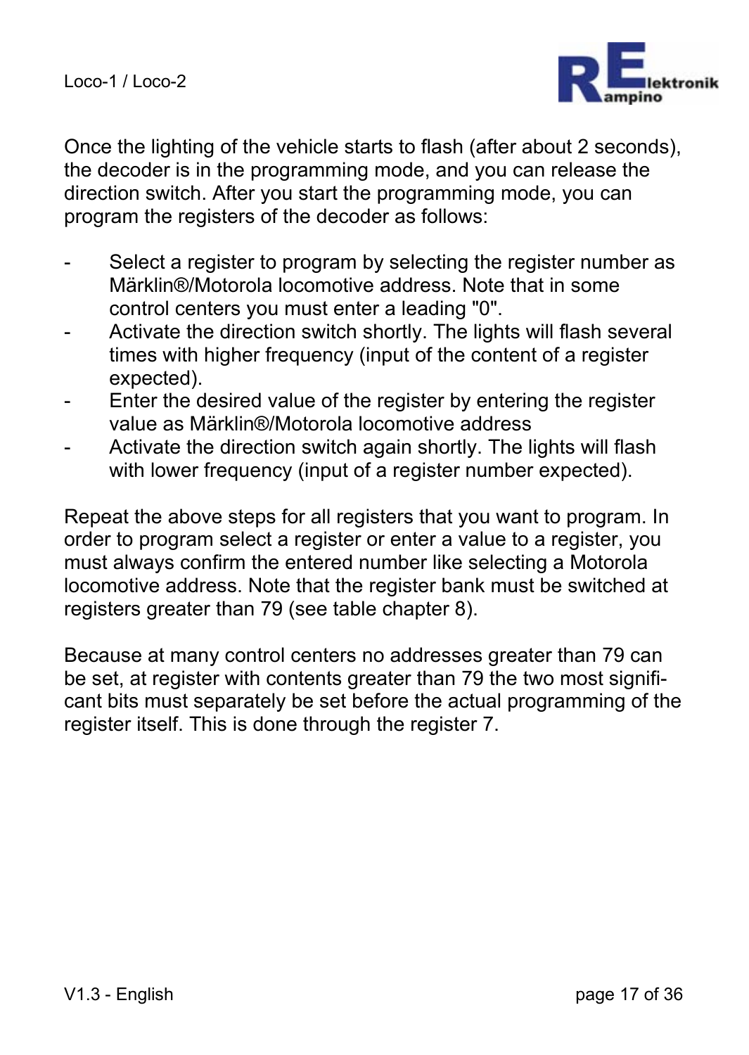Once the lighting of the vehicle starts to flash (after about 2 seconds), the decoder is in the programming mode, and you can release the direction switch. After you start the programming mode, you can program the registers of the decoder as follows:

- Select a register to program by selecting the register number as Märklin®/Motorola locomotive address. Note that in some control centers you must enter a leading "0".
- Activate the direction switch shortly. The lights will flash several times with higher frequency (input of the content of a register expected).
- Enter the desired value of the register by entering the register value as Märklin®/Motorola locomotive address
- Activate the direction switch again shortly. The lights will flash with lower frequency (input of a register number expected).

Repeat the above steps for all registers that you want to program. In order to program select a register or enter a value to a register, you must always confirm the entered number like selecting a Motorola locomotive address. Note that the register bank must be switched at registers greater than 79 (see table chapter 8).

Because at many control centers no addresses greater than 79 can be set, at register with contents greater than 79 the two most significant bits must separately be set before the actual programming of the register itself. This is done through the register 7.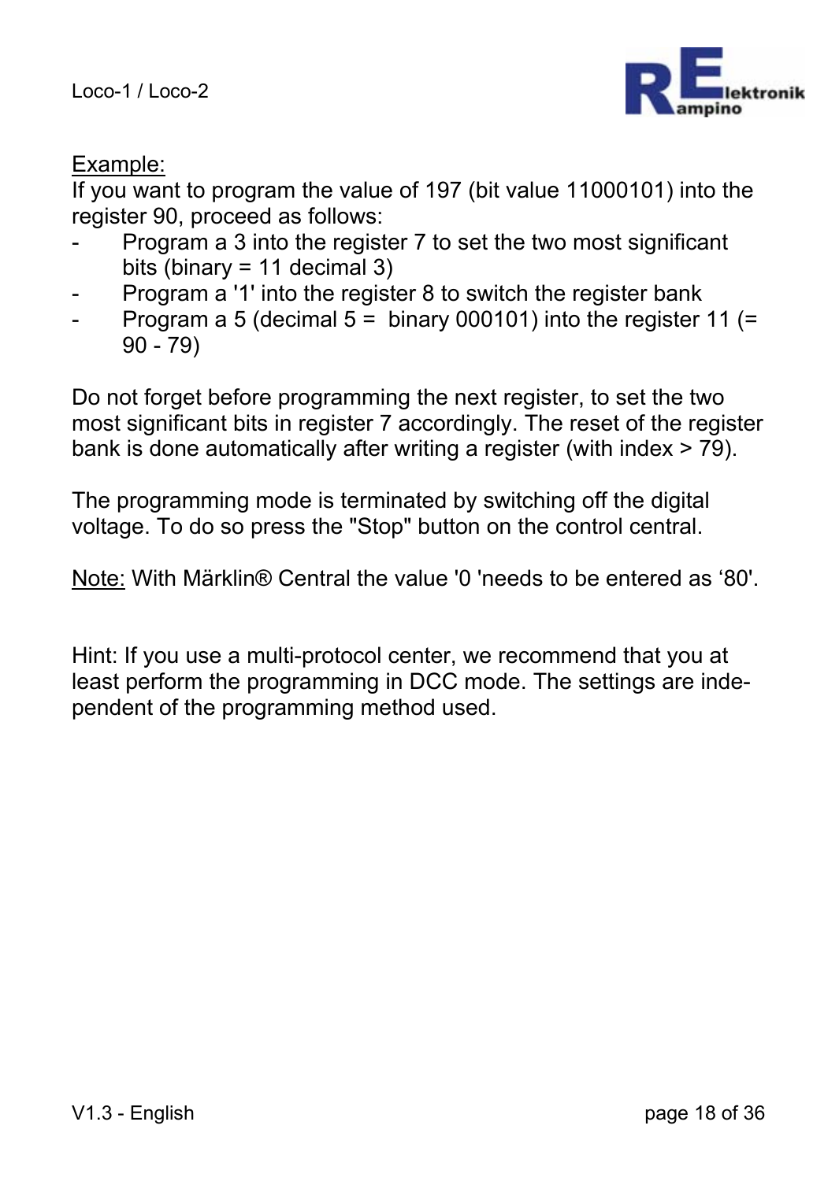<u>Example:</u>
If you want to program the value of 197 (bit value 11000101) into the register 90, proceed as follows:

- Program a 3 into the register 7 to set the two most significant bits (binary = 11 decimal 3)
- Program a '1' into the register 8 to switch the register bank
- Program a 5 (decimal 5 = binary 000101) into the register 11 (= 90 - 79)

Do not forget before programming the next register, to set the two most significant bits in register 7 accordingly. The reset of the register bank is done automatically after writing a register (with index > 79).

The programming mode is terminated by switching off the digital voltage. To do so press the "Stop" button on the control central.

<u>Note:</u> With Märklin® Central the value '0 'needs to be entered as ‘80'.

Hint: If you use a multi-protocol center, we recommend that you at least perform the programming in DCC mode. The settings are independent of the programming method used.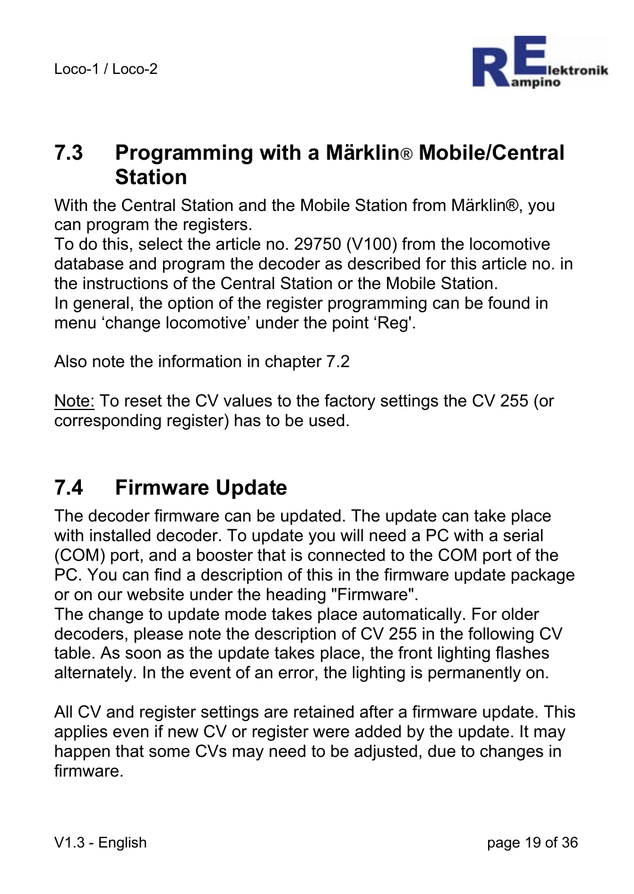## 7.3 Programming with a Märklin® Mobile/Central Station

With the Central Station and the Mobile Station from Märklin®, you can program the registers.
To do this, select the article no. 29750 (V100) from the locomotive database and program the decoder as described for this article no. in the instructions of the Central Station or the Mobile Station.
In general, the option of the register programming can be found in menu ‘change locomotive’ under the point ‘Reg'.

Also note the information in chapter 7.2

Note: To reset the CV values to the factory settings the CV 255 (or corresponding register) has to be used.

## 7.4 Firmware Update

The decoder firmware can be updated. The update can take place with installed decoder. To update you will need a PC with a serial (COM) port, and a booster that is connected to the COM port of the PC. You can find a description of this in the firmware update package or on our website under the heading "Firmware".
The change to update mode takes place automatically. For older decoders, please note the description of CV 255 in the following CV table. As soon as the update takes place, the front lighting flashes alternately. In the event of an error, the lighting is permanently on.

All CV and register settings are retained after a firmware update. This applies even if new CV or register were added by the update. It may happen that some CVs may need to be adjusted, due to changes in firmware.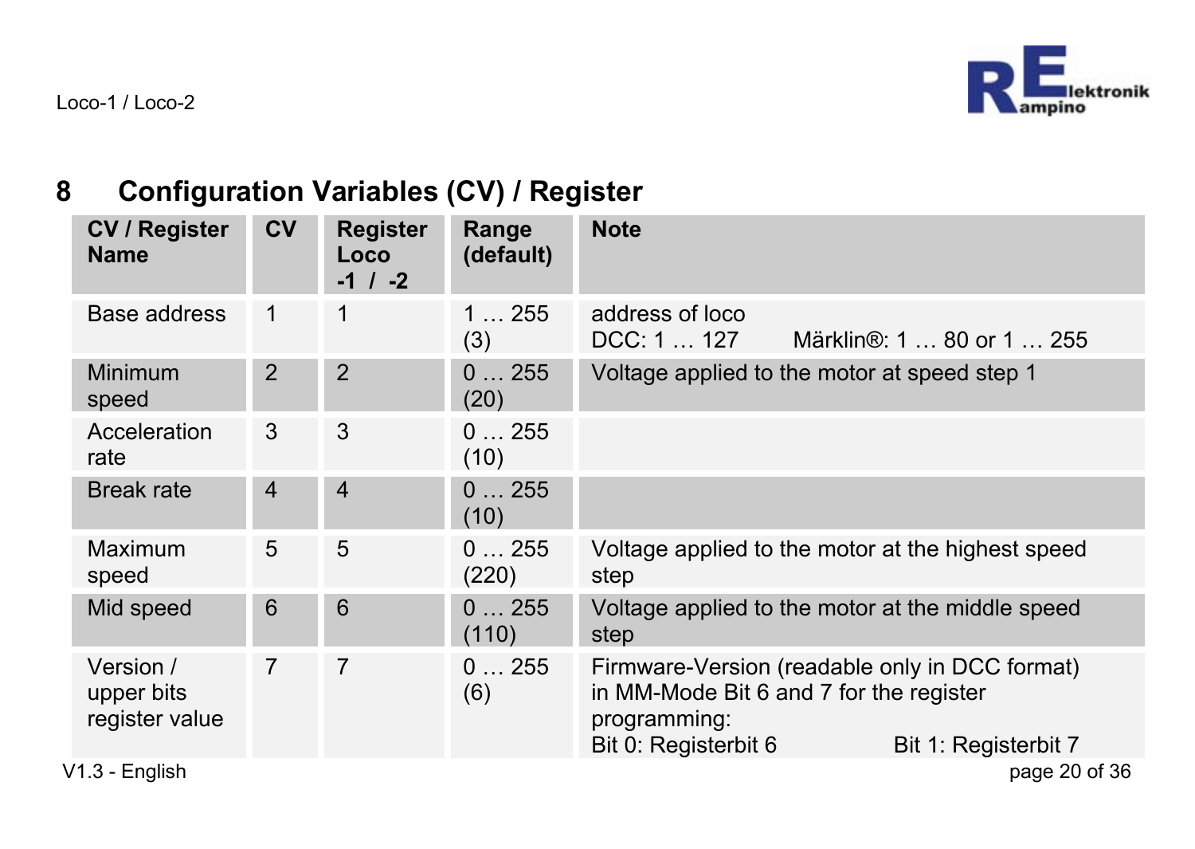## 8 Configuration Variables (CV) / Register

| CV / Register Name | CV | Register Loco -1 / -2 | Range (default) | Note |
|---|---|---|---|---|
| Base address | 1 | 1 | 1 … 255 (3) | address of loco<br>DCC: 1 … 127 Märklin®: 1 … 80 or 1 … 255 |
| Minimum speed | 2 | 2 | 0 … 255 (20) | Voltage applied to the motor at speed step 1 |
| Acceleration rate | 3 | 3 | 0 … 255 (10) | |
| Break rate | 4 | 4 | 0 … 255 (10) | |
| Maximum speed | 5 | 5 | 0 … 255 (220) | Voltage applied to the motor at the highest speed step |
| Mid speed | 6 | 6 | 0 … 255 (110) | Voltage applied to the motor at the middle speed step |
| Version / upper bits register value | 7 | 7 | 0 … 255 (6) | Firmware-Version (readable only in DCC format) in MM-Mode Bit 6 and 7 for the register programming:<br>Bit 0: Registerbit 6 Bit 1: Registerbit 7 |

V1.3 - English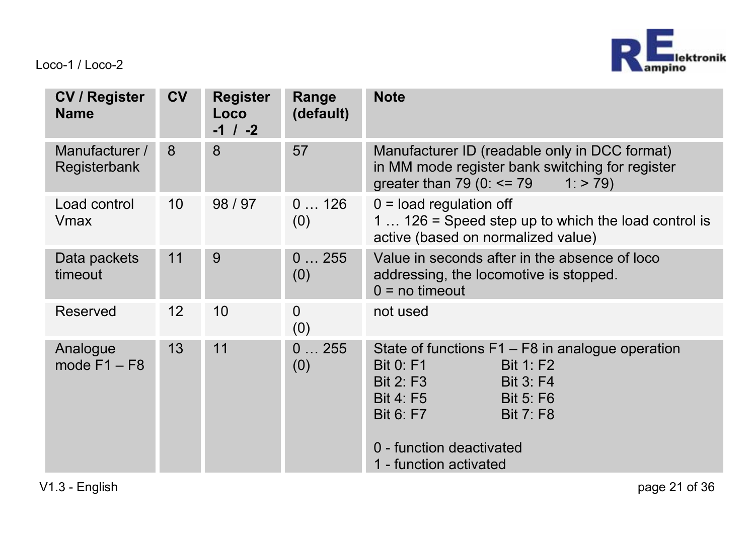| CV / Register Name | CV | Register Loco -1 / -2 | Range (default) | Note |
|---|---|---|---|---|
| Manufacturer / Registerbank | 8 | 8 | 57 | Manufacturer ID (readable only in DCC format)<br>in MM mode register bank switching for register greater than 79 (0: <= 79 1: > 79) |
| Load control Vmax | 10 | 98 / 97 | 0 … 126<br>(0) | 0 = load regulation off<br>1 … 126 = Speed step up to which the load control is active (based on normalized value) |
| Data packets timeout | 11 | 9 | 0 … 255<br>(0) | Value in seconds after in the absence of loco addressing, the locomotive is stopped.<br>0 = no timeout |
| Reserved | 12 | 10 | 0<br>(0) | not used |
| Analogue mode F1 – F8 | 13 | 11 | 0 … 255<br>(0) | State of functions F1 – F8 in analogue operation<br>Bit 0: F1 Bit 1: F2<br>Bit 2: F3 Bit 3: F4<br>Bit 4: F5 Bit 5: F6<br>Bit 6: F7 Bit 7: F8<br><br>0 - function deactivated<br>1 - function activated |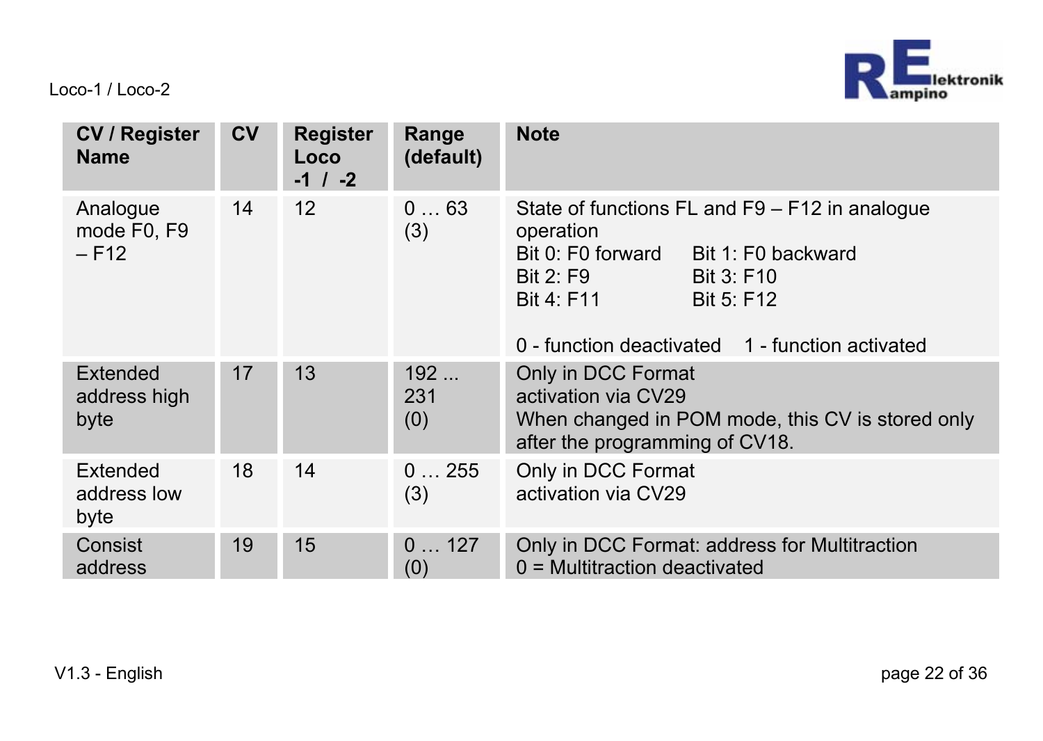| CV / Register Name | CV | Register Loco -1 / -2 | Range (default) | Note |
|---|---|---|---|---|
| Analogue mode F0, F9 – F12 | 14 | 12 | 0 … 63 (3) | State of functions FL and F9 – F12 in analogue operation<br>Bit 0: F0 forward Bit 1: F0 backward<br>Bit 2: F9 Bit 3: F10<br>Bit 4: F11 Bit 5: F12<br><br>0 - function deactivated 1 - function activated |
| Extended address high byte | 17 | 13 | 192 ... 231 (0) | Only in DCC Format<br>activation via CV29<br>When changed in POM mode, this CV is stored only after the programming of CV18. |
| Extended address low byte | 18 | 14 | 0 … 255 (3) | Only in DCC Format<br>activation via CV29 |
| Consist address | 19 | 15 | 0 … 127 (0) | Only in DCC Format: address for Multitraction<br>0 = Multitraction deactivated |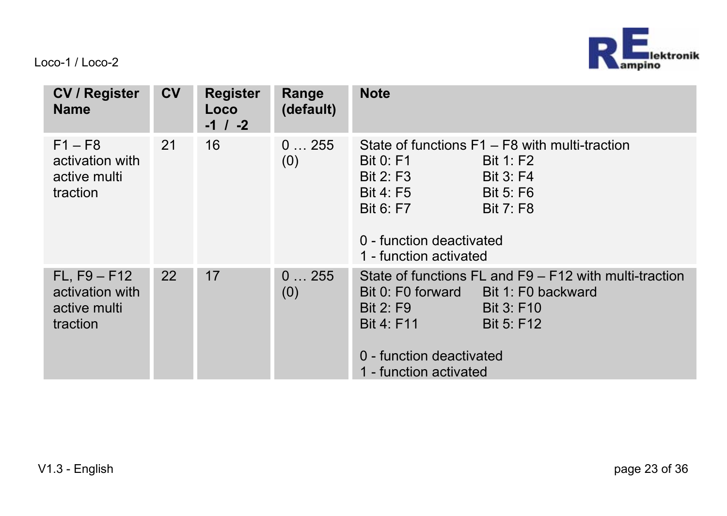| CV / Register Name | CV | Register Loco -1 / -2 | Range (default) | Note |
|---|---|---|---|---|
| F1 – F8 activation with active multi traction | 21 | 16 | 0 … 255 (0) | State of functions F1 – F8 with multi-traction<br>Bit 0: F1 Bit 1: F2<br>Bit 2: F3 Bit 3: F4<br>Bit 4: F5 Bit 5: F6<br>Bit 6: F7 Bit 7: F8<br><br>0 - function deactivated<br>1 - function activated |
| FL, F9 – F12 activation with active multi traction | 22 | 17 | 0 … 255 (0) | State of functions FL and F9 – F12 with multi-traction<br>Bit 0: F0 forward Bit 1: F0 backward<br>Bit 2: F9 Bit 3: F10<br>Bit 4: F11 Bit 5: F12<br><br>0 - function deactivated<br>1 - function activated |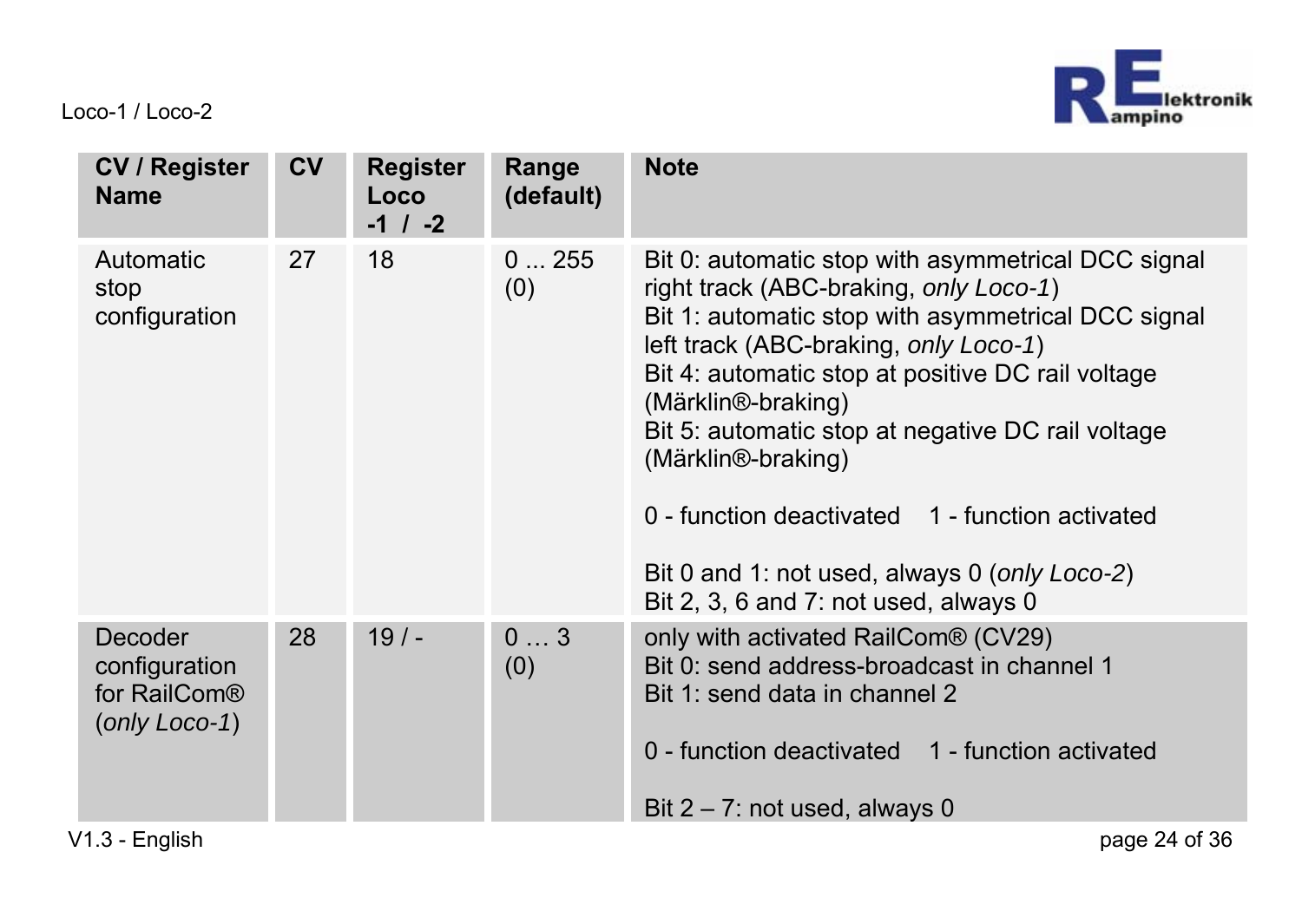| CV / Register Name | CV | Register Loco -1 / -2 | Range (default) | Note |
|---|---|---|---|---|
| Automatic stop configuration | 27 | 18 | 0 ... 255 (0) | Bit 0: automatic stop with asymmetrical DCC signal right track (ABC-braking, *only Loco-1*)<br>Bit 1: automatic stop with asymmetrical DCC signal left track (ABC-braking, *only Loco-1*)<br>Bit 4: automatic stop at positive DC rail voltage (Märklin®-braking)<br>Bit 5: automatic stop at negative DC rail voltage (Märklin®-braking)<br><br>0 - function deactivated 1 - function activated<br><br>Bit 0 and 1: not used, always 0 (*only Loco-2*)<br>Bit 2, 3, 6 and 7: not used, always 0 |
| Decoder configuration for RailCom® (*only Loco-1*) | 28 | 19 / - | 0 … 3 (0) | only with activated RailCom® (CV29)<br>Bit 0: send address-broadcast in channel 1<br>Bit 1: send data in channel 2<br><br>0 - function deactivated 1 - function activated<br><br>Bit 2 – 7: not used, always 0 |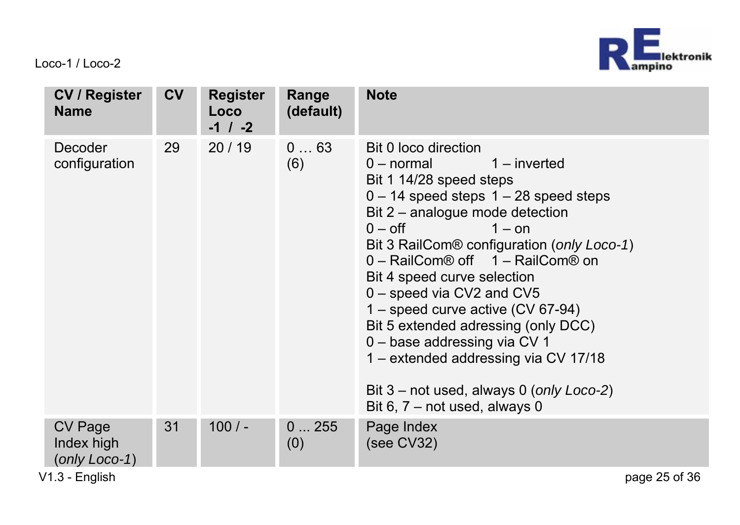| CV / Register Name | CV | Register Loco -1 / -2 | Range (default) | Note |
|---|---|---|---|---|
| Decoder configuration | 29 | 20 / 19 | 0 … 63 (6) | Bit 0 loco direction<br>0 – normal 1 – inverted<br>Bit 1 14/28 speed steps<br>0 – 14 speed steps 1 – 28 speed steps<br>Bit 2 – analogue mode detection<br>0 – off 1 – on<br>Bit 3 RailCom® configuration (*only Loco-1*)<br>0 – RailCom® off 1 – RailCom® on<br>Bit 4 speed curve selection<br>0 – speed via CV2 and CV5<br>1 – speed curve active (CV 67-94)<br>Bit 5 extended adressing (only DCC)<br>0 – base addressing via CV 1<br>1 – extended addressing via CV 17/18<br><br>Bit 3 – not used, always 0 (*only Loco-2*)<br>Bit 6, 7 – not used, always 0 |
| CV Page Index high (*only Loco-1*) | 31 | 100 / - | 0 ... 255 (0) | Page Index (see CV32) |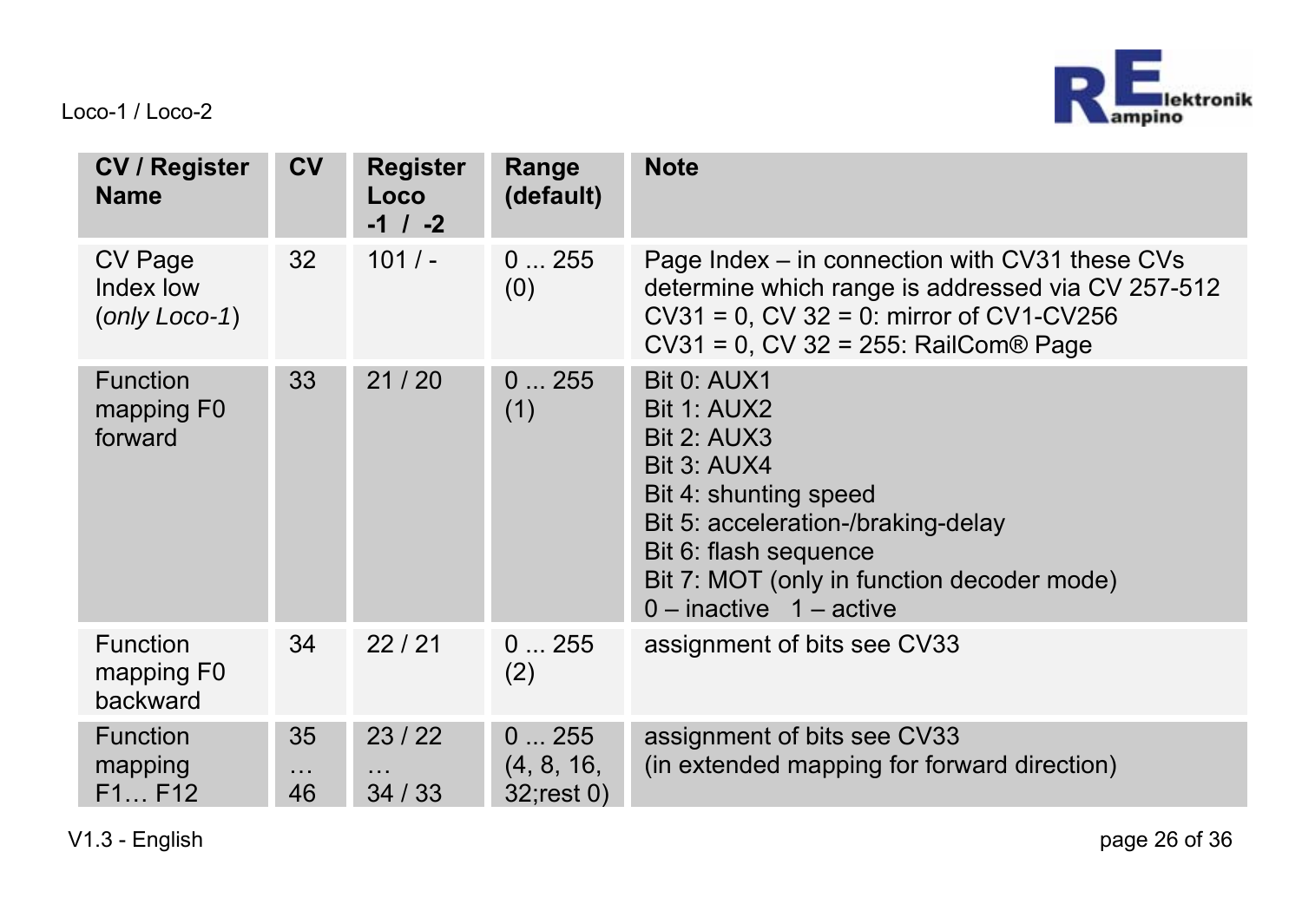| CV / Register Name | CV | Register Loco -1 / -2 | Range (default) | Note |
|---|---|---|---|---|
| CV Page Index low (*only Loco-1*) | 32 | 101 / - | 0 ... 255 (0) | Page Index – in connection with CV31 these CVs determine which range is addressed via CV 257-512<br>CV31 = 0, CV 32 = 0: mirror of CV1-CV256<br>CV31 = 0, CV 32 = 255: RailCom® Page |
| Function mapping F0 forward | 33 | 21 / 20 | 0 ... 255 (1) | Bit 0: AUX1<br>Bit 1: AUX2<br>Bit 2: AUX3<br>Bit 3: AUX4<br>Bit 4: shunting speed<br>Bit 5: acceleration-/braking-delay<br>Bit 6: flash sequence<br>Bit 7: MOT (only in function decoder mode)<br>0 – inactive   1 – active |
| Function mapping F0 backward | 34 | 22 / 21 | 0 ... 255 (2) | assignment of bits see CV33 |
| Function mapping F1… F12 | 35 … 46 | 23 / 22 … 34 / 33 | 0 ... 255 (4, 8, 16, 32;rest 0) | assignment of bits see CV33<br>(in extended mapping for forward direction) |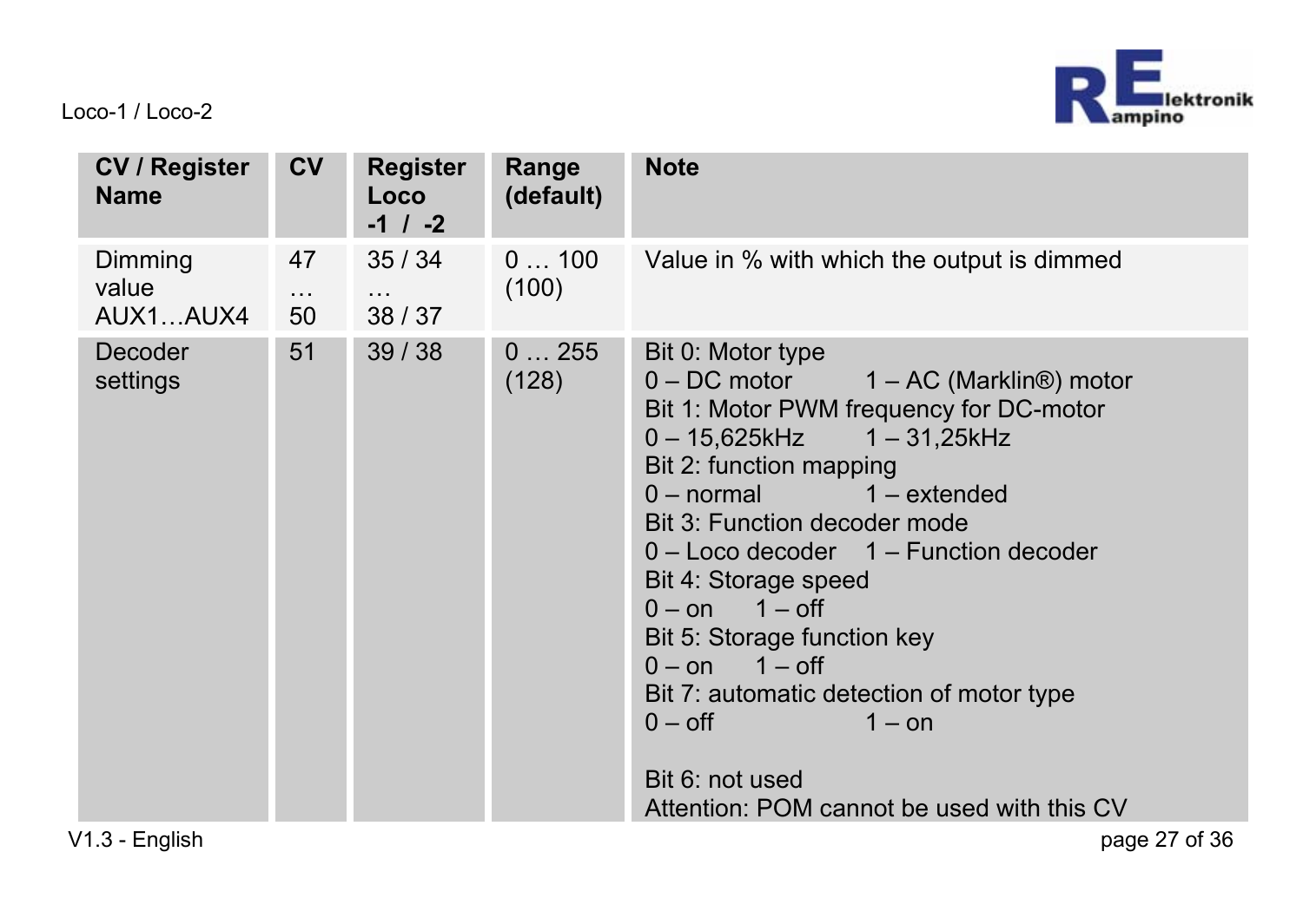| CV / Register Name | CV | Register Loco -1 / -2 | Range (default) | Note |
|---|---|---|---|---|
| Dimming value AUX1…AUX4 | 47 … 50 | 35 / 34 … 38 / 37 | 0 … 100 (100) | Value in % with which the output is dimmed |
| Decoder settings | 51 | 39 / 38 | 0 … 255 (128) | Bit 0: Motor type<br>0 – DC motor 1 – AC (Marklin®) motor<br>Bit 1: Motor PWM frequency for DC-motor<br>0 – 15,625kHz 1 – 31,25kHz<br>Bit 2: function mapping<br>0 – normal 1 – extended<br>Bit 3: Function decoder mode<br>0 – Loco decoder 1 – Function decoder<br>Bit 4: Storage speed<br>0 – on 1 – off<br>Bit 5: Storage function key<br>0 – on 1 – off<br>Bit 7: automatic detection of motor type<br>0 – off 1 – on<br><br>Bit 6: not used<br>Attention: POM cannot be used with this CV |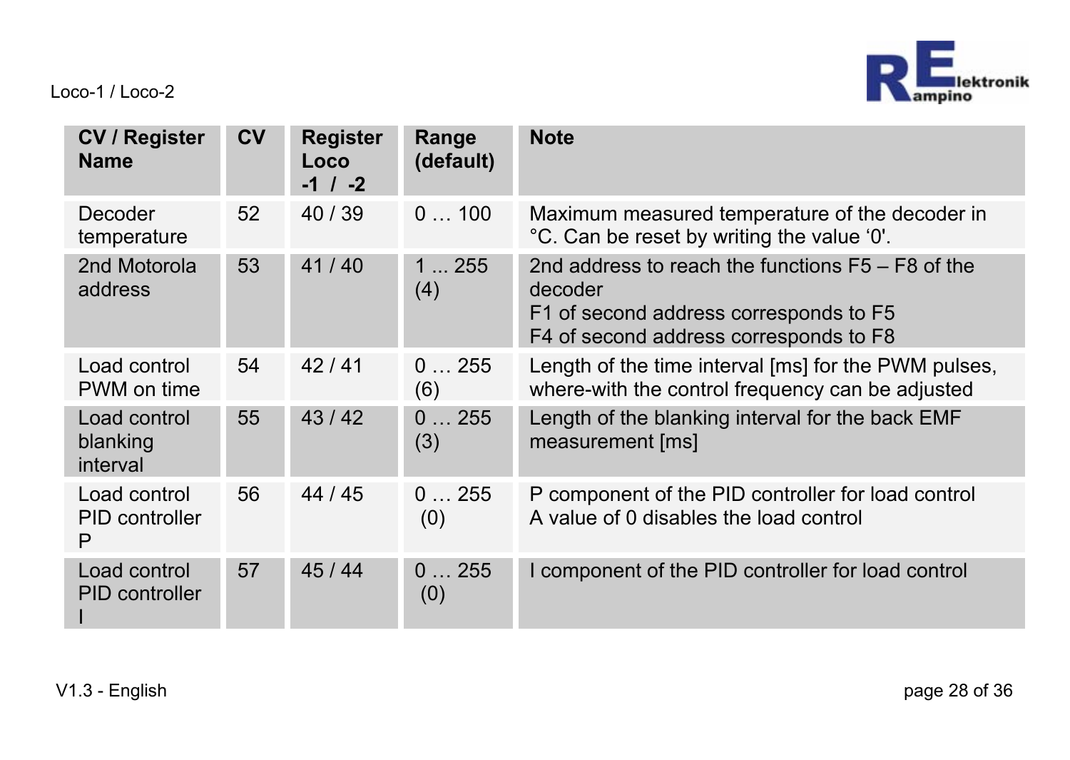| CV / Register Name | CV | Register Loco -1 / -2 | Range (default) | Note |
|---|---|---|---|---|
| Decoder temperature | 52 | 40 / 39 | 0 … 100 | Maximum measured temperature of the decoder in °C. Can be reset by writing the value ‘0'. |
| 2nd Motorola address | 53 | 41 / 40 | 1 ... 255 (4) | 2nd address to reach the functions F5 – F8 of the decoder<br>F1 of second address corresponds to F5<br>F4 of second address corresponds to F8 |
| Load control PWM on time | 54 | 42 / 41 | 0 … 255 (6) | Length of the time interval [ms] for the PWM pulses, where-with the control frequency can be adjusted |
| Load control blanking interval | 55 | 43 / 42 | 0 … 255 (3) | Length of the blanking interval for the back EMF measurement [ms] |
| Load control PID controller P | 56 | 44 / 45 | 0 … 255 (0) | P component of the PID controller for load control<br>A value of 0 disables the load control |
| Load control PID controller I | 57 | 45 / 44 | 0 … 255 (0) | I component of the PID controller for load control |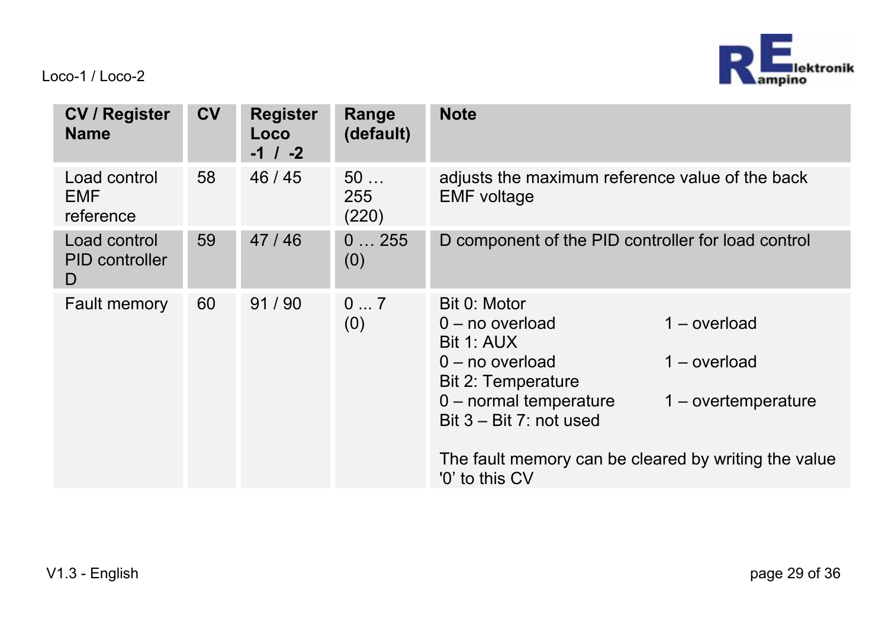| CV / Register Name | CV | Register Loco -1 / -2 | Range (default) | Note |
|---|---|---|---|---|
| Load control EMF reference | 58 | 46 / 45 | 50 … 255 (220) | adjusts the maximum reference value of the back EMF voltage |
| Load control PID controller D | 59 | 47 / 46 | 0 … 255 (0) | D component of the PID controller for load control |
| Fault memory | 60 | 91 / 90 | 0 ... 7 (0) | Bit 0: Motor<br>0 – no overload 1 – overload<br>Bit 1: AUX<br>0 – no overload 1 – overload<br>Bit 2: Temperature<br>0 – normal temperature 1 – overtemperature<br>Bit 3 – Bit 7: not used<br><br>The fault memory can be cleared by writing the value '0' to this CV |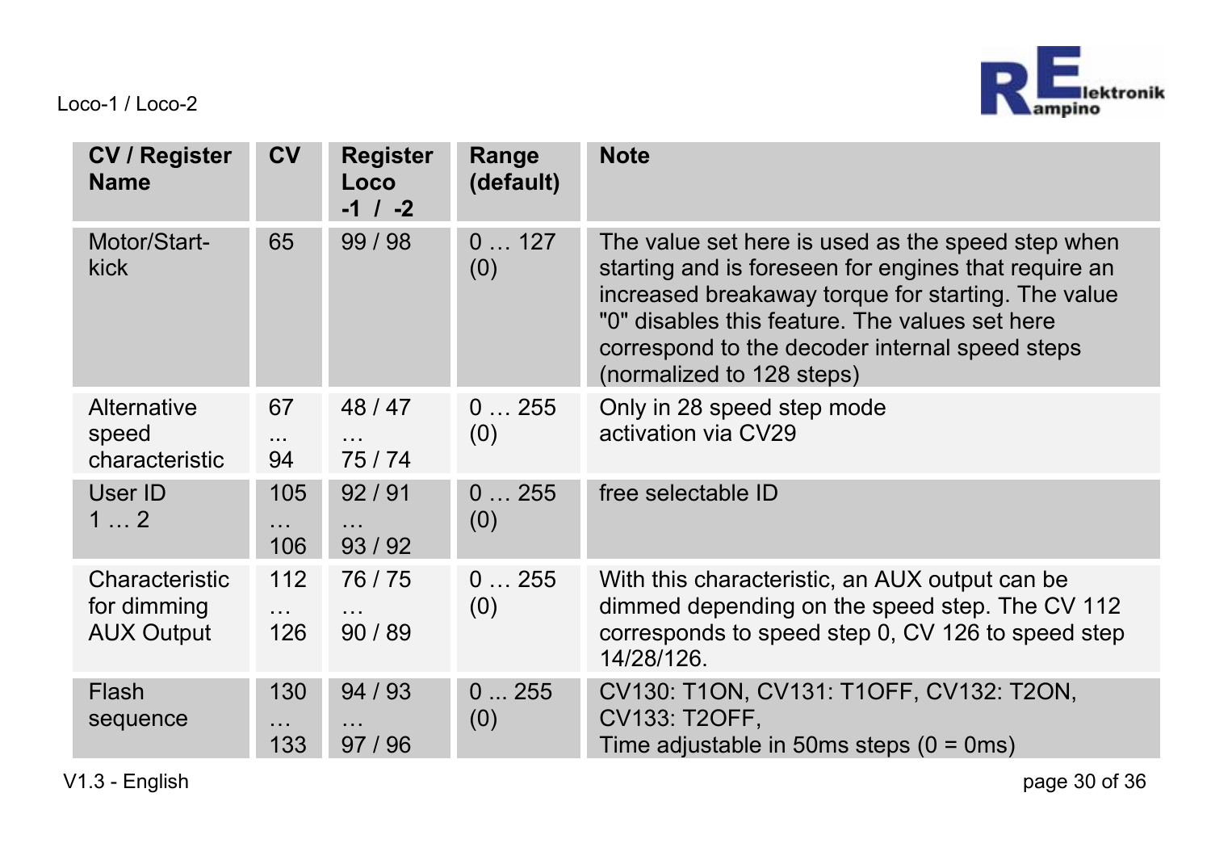| CV / Register Name | CV | Register Loco -1 / -2 | Range (default) | Note |
|---|---|---|---|---|
| Motor/Start-kick | 65 | 99 / 98 | 0 … 127 (0) | The value set here is used as the speed step when starting and is foreseen for engines that require an increased breakaway torque for starting. The value "0" disables this feature. The values set here correspond to the decoder internal speed steps (normalized to 128 steps) |
| Alternative speed characteristic | 67 ... 94 | 48 / 47 … 75 / 74 | 0 … 255 (0) | Only in 28 speed step mode activation via CV29 |
| User ID 1 … 2 | 105 … 106 | 92 / 91 … 93 / 92 | 0 … 255 (0) | free selectable ID |
| Characteristic for dimming AUX Output | 112 … 126 | 76 / 75 … 90 / 89 | 0 … 255 (0) | With this characteristic, an AUX output can be dimmed depending on the speed step. The CV 112 corresponds to speed step 0, CV 126 to speed step 14/28/126. |
| Flash sequence | 130 … 133 | 94 / 93 … 97 / 96 | 0 ... 255 (0) | CV130: T1ON, CV131: T1OFF, CV132: T2ON, CV133: T2OFF, Time adjustable in 50ms steps (0 = 0ms) |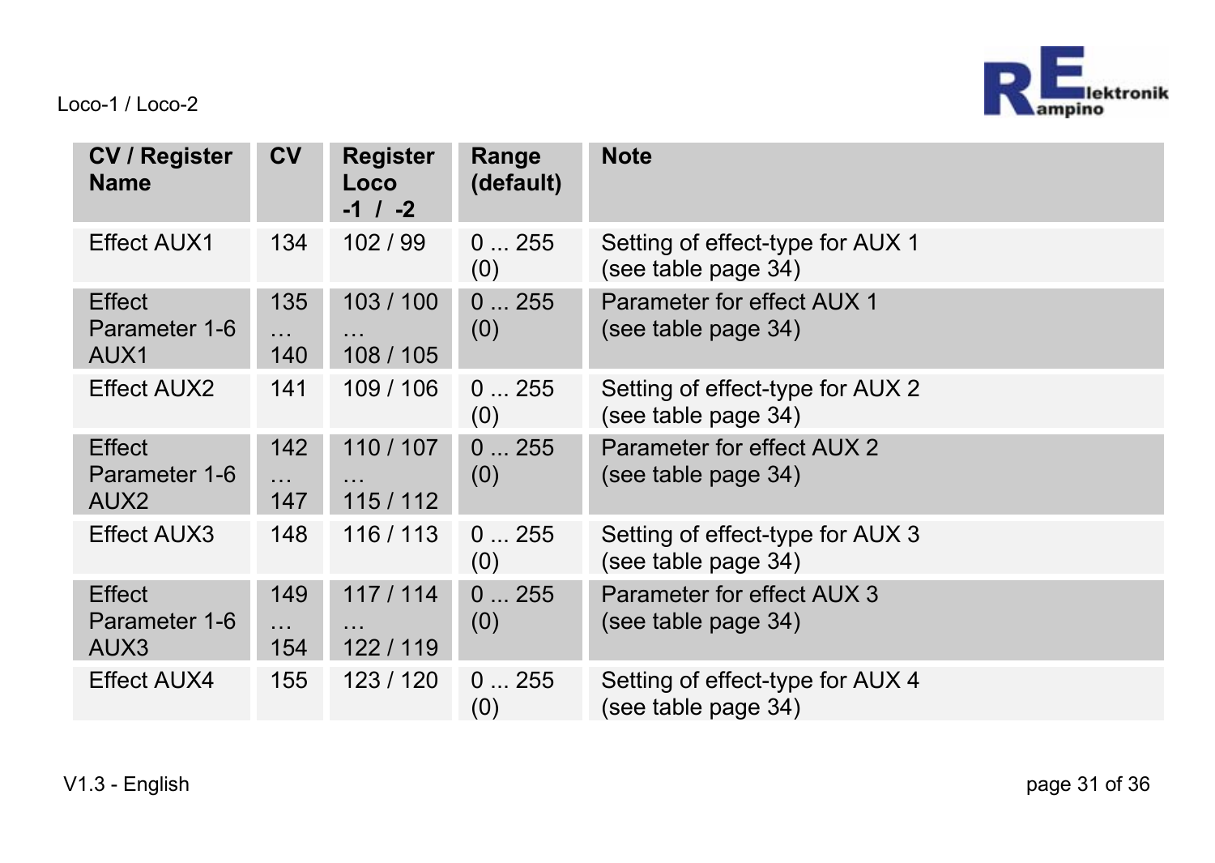| CV / Register Name | CV | Register Loco -1 / -2 | Range (default) | Note |
| --- | --- | --- | --- | --- |
| Effect AUX1 | 134 | 102 / 99 | 0 ... 255 (0) | Setting of effect-type for AUX 1 (see table page 34) |
| Effect Parameter 1-6 AUX1 | 135 … 140 | 103 / 100 … 108 / 105 | 0 ... 255 (0) | Parameter for effect AUX 1 (see table page 34) |
| Effect AUX2 | 141 | 109 / 106 | 0 ... 255 (0) | Setting of effect-type for AUX 2 (see table page 34) |
| Effect Parameter 1-6 AUX2 | 142 … 147 | 110 / 107 … 115 / 112 | 0 ... 255 (0) | Parameter for effect AUX 2 (see table page 34) |
| Effect AUX3 | 148 | 116 / 113 | 0 ... 255 (0) | Setting of effect-type for AUX 3 (see table page 34) |
| Effect Parameter 1-6 AUX3 | 149 … 154 | 117 / 114 … 122 / 119 | 0 ... 255 (0) | Parameter for effect AUX 3 (see table page 34) |
| Effect AUX4 | 155 | 123 / 120 | 0 ... 255 (0) | Setting of effect-type for AUX 4 (see table page 34) |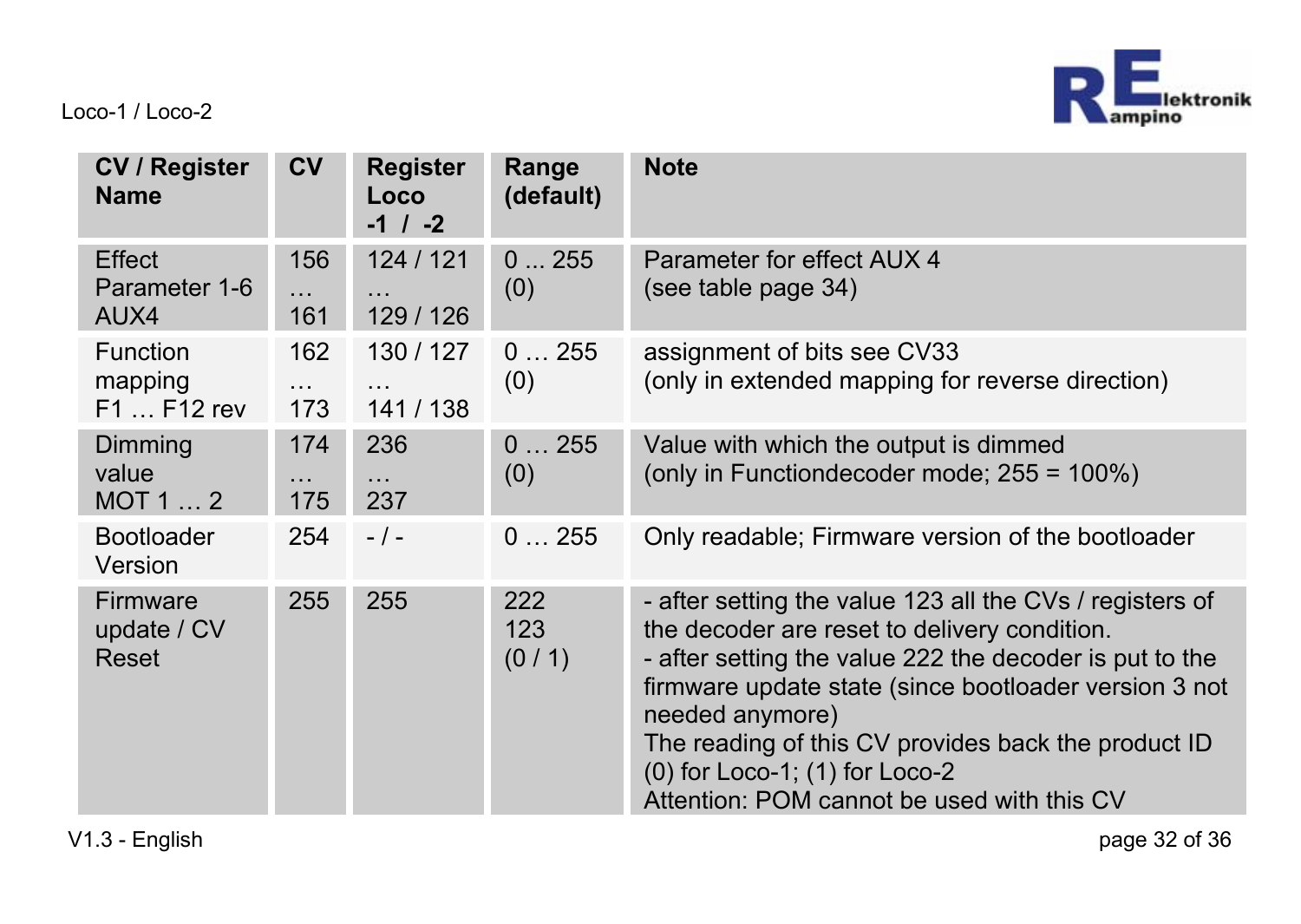| CV / Register Name | CV | Register Loco -1 / -2 | Range (default) | Note |
|---|---|---|---|---|
| Effect Parameter 1-6 AUX4 | 156 … 161 | 124 / 121 … 129 / 126 | 0 ... 255 (0) | Parameter for effect AUX 4 (see table page 34) |
| Function mapping F1 … F12 rev | 162 … 173 | 130 / 127 … 141 / 138 | 0 … 255 (0) | assignment of bits see CV33 (only in extended mapping for reverse direction) |
| Dimming value MOT 1 … 2 | 174 … 175 | 236 … 237 | 0 … 255 (0) | Value with which the output is dimmed (only in Functiondecoder mode; 255 = 100%) |
| Bootloader Version | 254 | - / - | 0 … 255 | Only readable; Firmware version of the bootloader |
| Firmware update / CV Reset | 255 | 255 | 222 123 (0 / 1) | - after setting the value 123 all the CVs / registers of the decoder are reset to delivery condition.<br>- after setting the value 222 the decoder is put to the firmware update state (since bootloader version 3 not needed anymore)<br>The reading of this CV provides back the product ID (0) for Loco-1; (1) for Loco-2<br>Attention: POM cannot be used with this CV |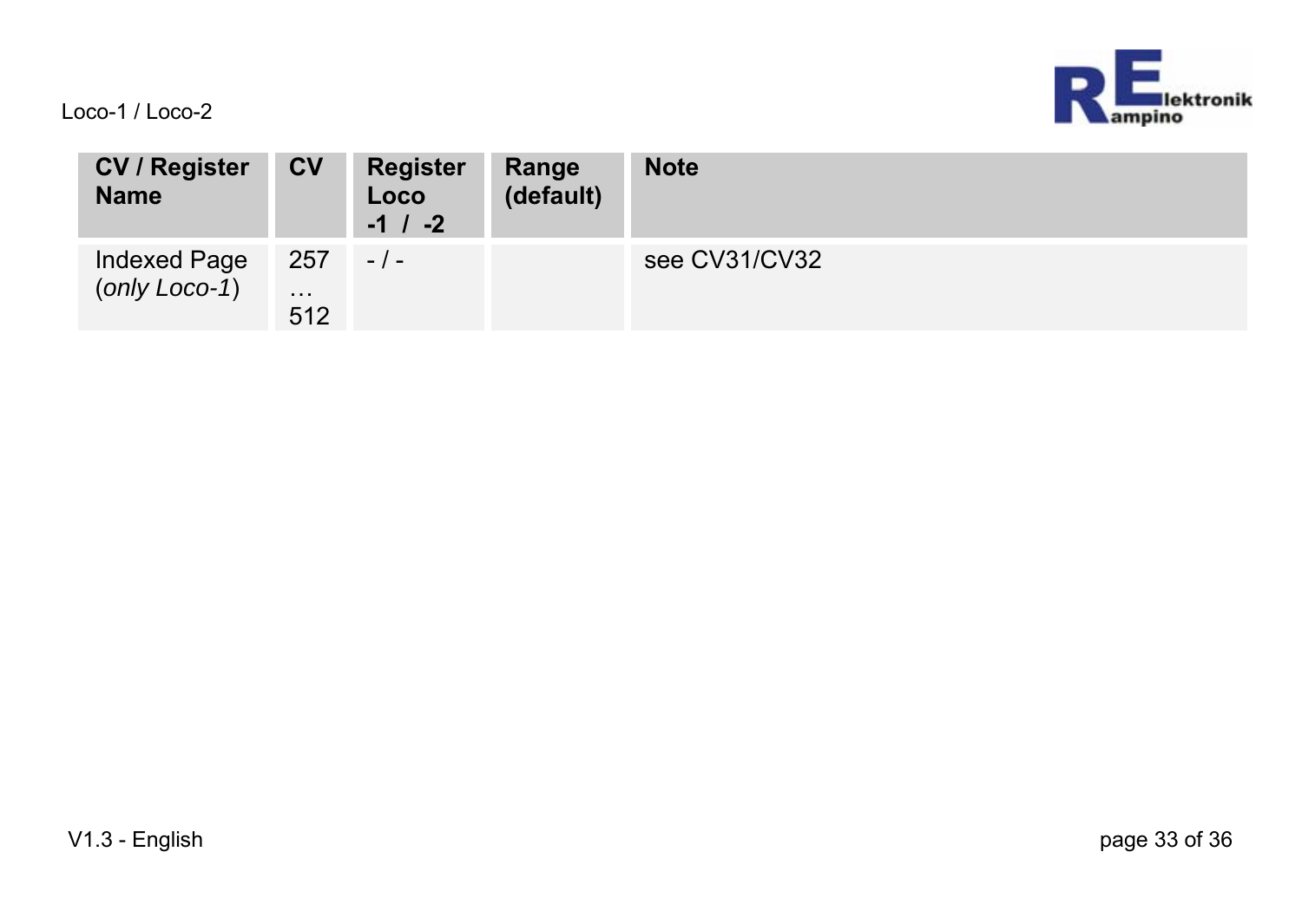| CV / Register Name | CV | Register Loco -1 / -2 | Range (default) | Note |
| --- | --- | --- | --- | --- |
| Indexed Page (*only Loco-1*) | 257 … 512 | - / - | | see CV31/CV32 |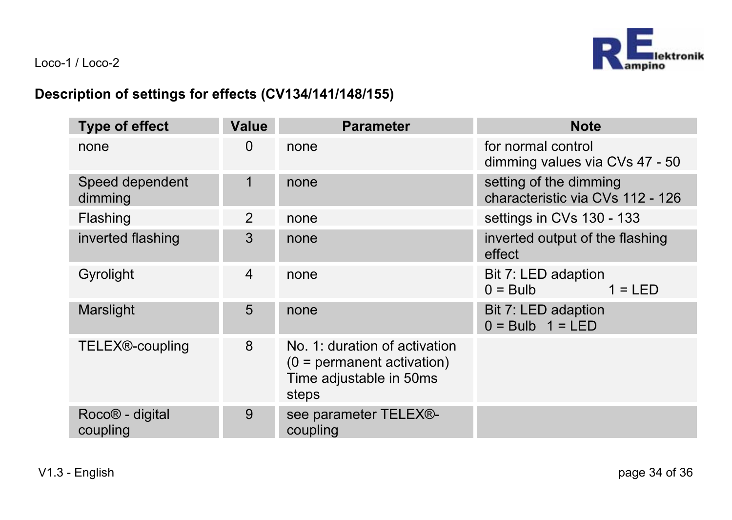## Description of settings for effects (CV134/141/148/155)

| Type of effect | Value | Parameter | Note |
|---|---|---|---|
| none | 0 | none | for normal control dimming values via CVs 47 - 50 |
| Speed dependent dimming | 1 | none | setting of the dimming characteristic via CVs 112 - 126 |
| Flashing | 2 | none | settings in CVs 130 - 133 |
| inverted flashing | 3 | none | inverted output of the flashing effect |
| Gyrolight | 4 | none | Bit 7: LED adaption<br>0 = Bulb 1 = LED |
| Marslight | 5 | none | Bit 7: LED adaption<br>0 = Bulb 1 = LED |
| TELEX®-coupling | 8 | No. 1: duration of activation (0 = permanent activation) Time adjustable in 50ms steps | |
| Roco® - digital coupling | 9 | see parameter TELEX®-coupling | |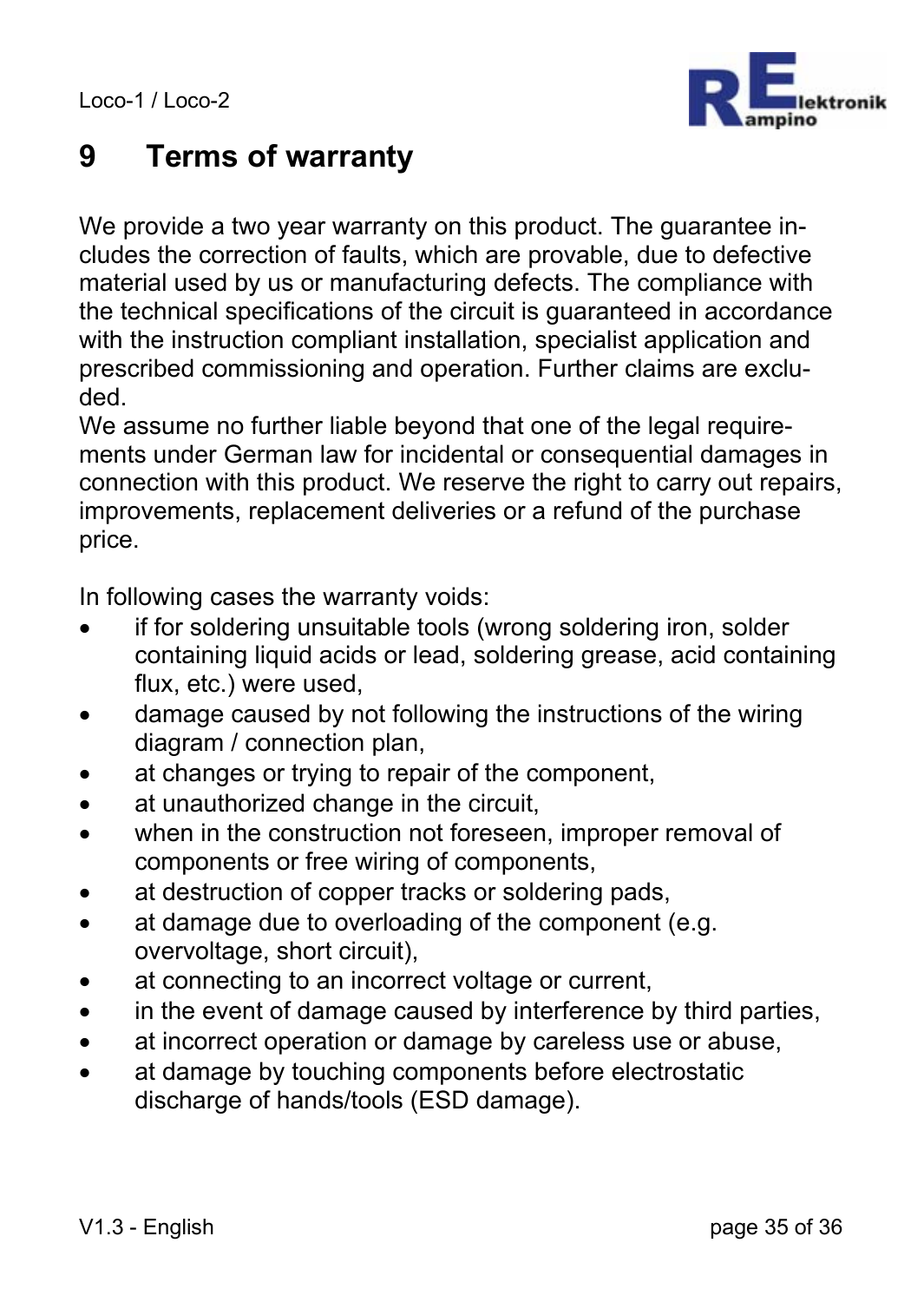# 9 Terms of warranty

We provide a two year warranty on this product. The guarantee includes the correction of faults, which are provable, due to defective material used by us or manufacturing defects. The compliance with the technical specifications of the circuit is guaranteed in accordance with the instruction compliant installation, specialist application and prescribed commissioning and operation. Further claims are excluded.
We assume no further liable beyond that one of the legal requirements under German law for incidental or consequential damages in connection with this product. We reserve the right to carry out repairs, improvements, replacement deliveries or a refund of the purchase price.

In following cases the warranty voids:

- if for soldering unsuitable tools (wrong soldering iron, solder containing liquid acids or lead, soldering grease, acid containing flux, etc.) were used,
- damage caused by not following the instructions of the wiring diagram / connection plan,
- at changes or trying to repair of the component,
- at unauthorized change in the circuit,
- when in the construction not foreseen, improper removal of components or free wiring of components,
- at destruction of copper tracks or soldering pads,
- at damage due to overloading of the component (e.g. overvoltage, short circuit),
- at connecting to an incorrect voltage or current,
- in the event of damage caused by interference by third parties,
- at incorrect operation or damage by careless use or abuse,
- at damage by touching components before electrostatic discharge of hands/tools (ESD damage).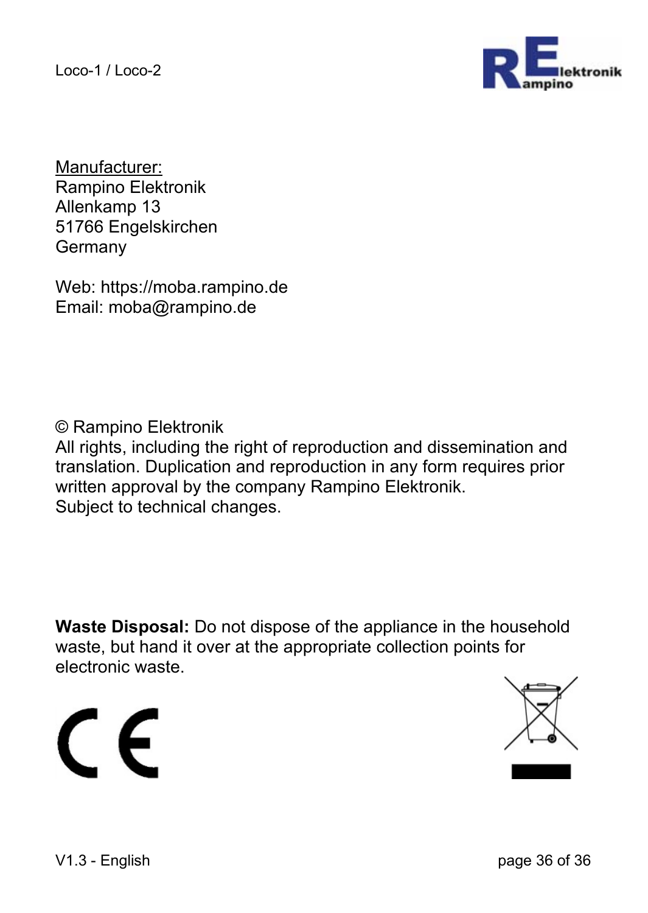Manufacturer:
Rampino Elektronik
Allenkamp 13
51766 Engelskirchen
Germany

Web: https://moba.rampino.de
Email: moba@rampino.de

© Rampino Elektronik
All rights, including the right of reproduction and dissemination and translation. Duplication and reproduction in any form requires prior written approval by the company Rampino Elektronik.
Subject to technical changes.

**Waste Disposal:** Do not dispose of the appliance in the household waste, but hand it over at the appropriate collection points for electronic waste.